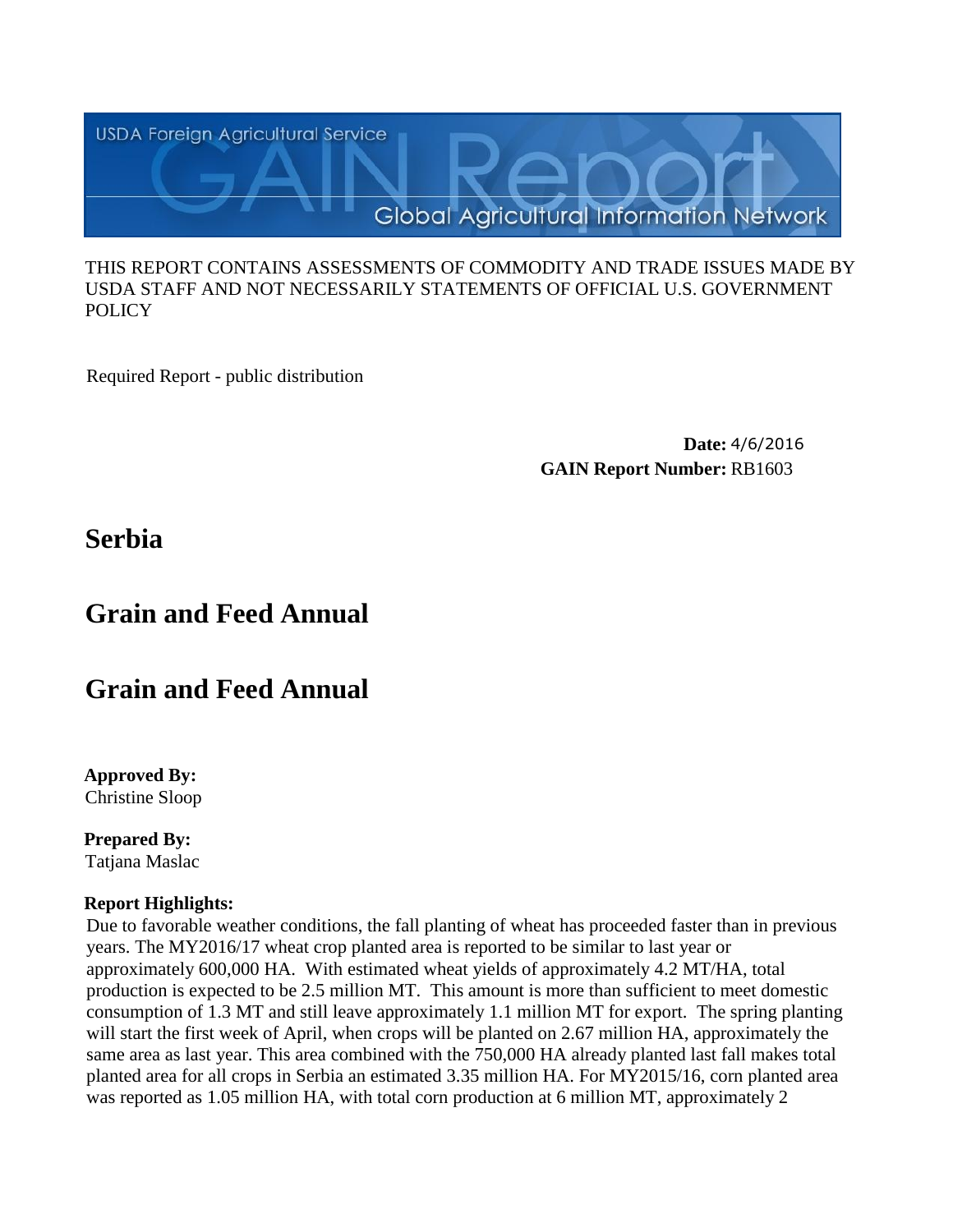USDA Foreign Agricultural Service

GAIN Report

Global Agricultural Information Network

THIS REPORT CONTAINS ASSESSMENTS OF COMMODITY AND TRADE ISSUES MADE BY USDA STAFF AND NOT NECESSARILY STATEMENTS OF OFFICIAL U.S. GOVERNMENT POLICY

Required Report - public distribution

**Date:** 4/6/2016

**GAIN Report Number:** RB1603

# Serbia

# Grain and Feed Annual

# Grain and Feed Annual

**Approved By:**
Christine Sloop

**Prepared By:**
Tatjana Maslac

**Report Highlights:**

Due to favorable weather conditions, the fall planting of wheat has proceeded faster than in previous years. The MY2016/17 wheat crop planted area is reported to be similar to last year or approximately 600,000 HA. With estimated wheat yields of approximately 4.2 MT/HA, total production is expected to be 2.5 million MT. This amount is more than sufficient to meet domestic consumption of 1.3 MT and still leave approximately 1.1 million MT for export. The spring planting will start the first week of April, when crops will be planted on 2.67 million HA, approximately the same area as last year. This area combined with the 750,000 HA already planted last fall makes total planted area for all crops in Serbia an estimated 3.35 million HA. For MY2015/16, corn planted area was reported as 1.05 million HA, with total corn production at 6 million MT, approximately 2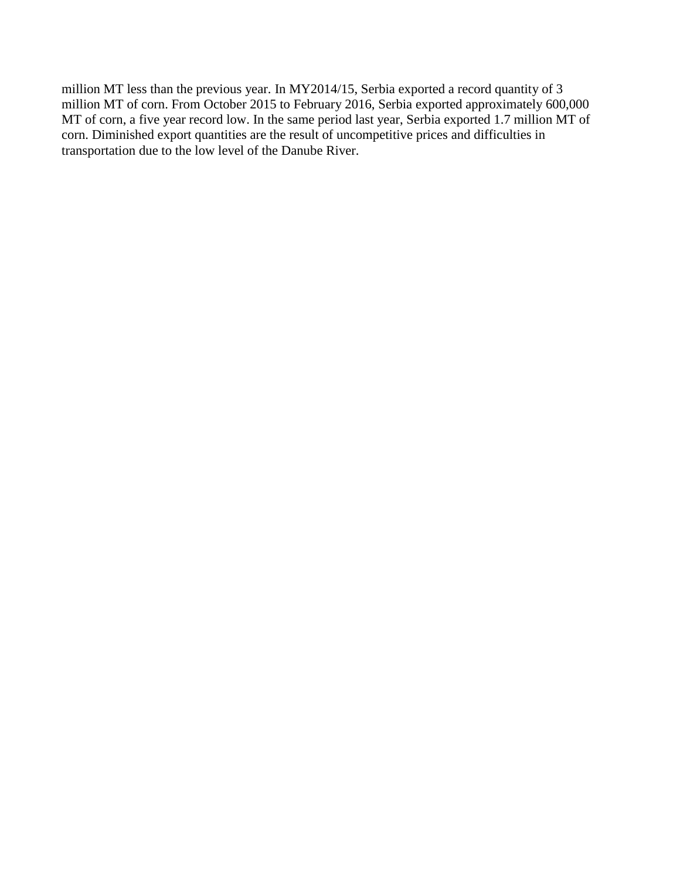million MT less than the previous year. In MY2014/15, Serbia exported a record quantity of 3 million MT of corn. From October 2015 to February 2016, Serbia exported approximately 600,000 MT of corn, a five year record low. In the same period last year, Serbia exported 1.7 million MT of corn. Diminished export quantities are the result of uncompetitive prices and difficulties in transportation due to the low level of the Danube River.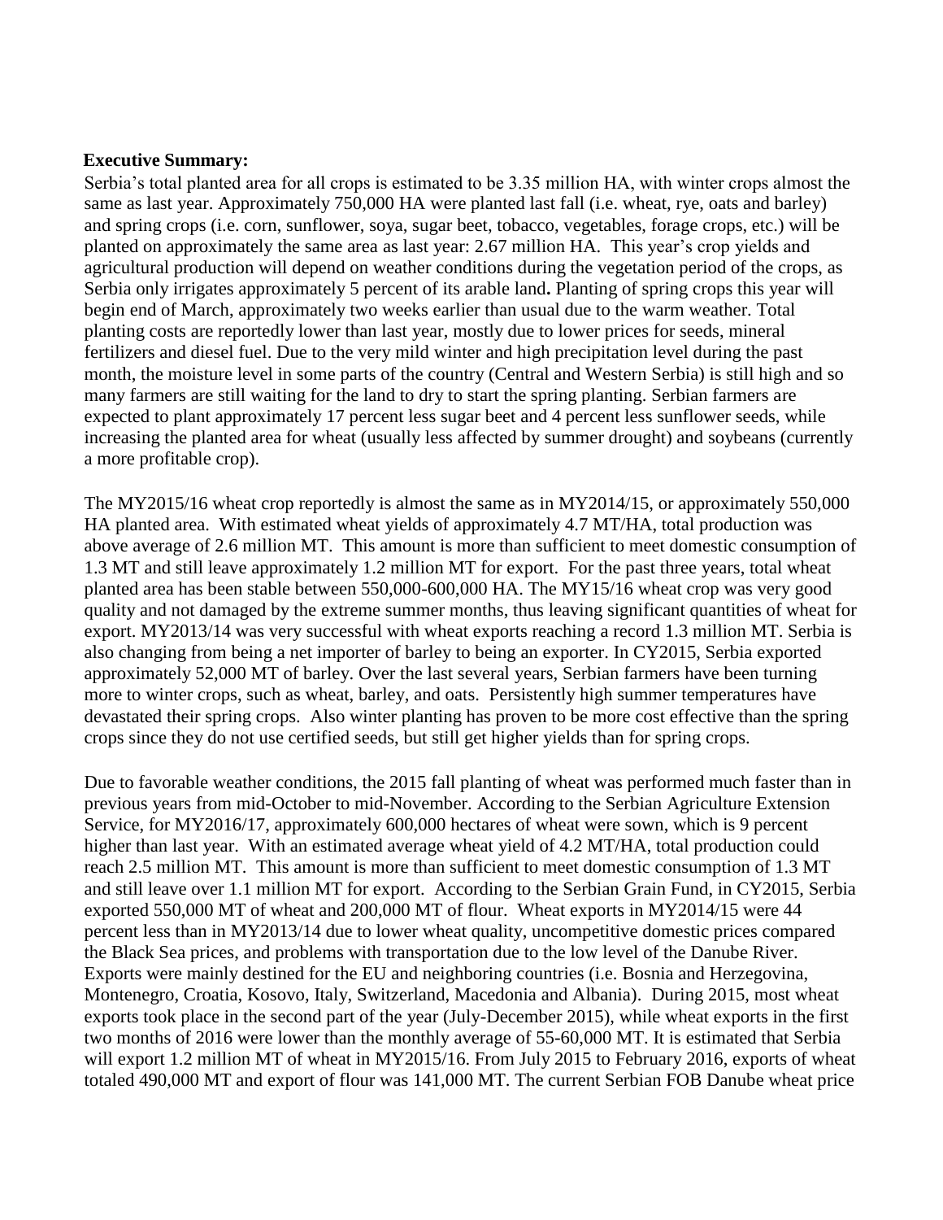**Executive Summary:**

Serbia's total planted area for all crops is estimated to be 3.35 million HA, with winter crops almost the same as last year. Approximately 750,000 HA were planted last fall (i.e. wheat, rye, oats and barley) and spring crops (i.e. corn, sunflower, soya, sugar beet, tobacco, vegetables, forage crops, etc.) will be planted on approximately the same area as last year: 2.67 million HA. This year's crop yields and agricultural production will depend on weather conditions during the vegetation period of the crops, as Serbia only irrigates approximately 5 percent of its arable land**.** Planting of spring crops this year will begin end of March, approximately two weeks earlier than usual due to the warm weather. Total planting costs are reportedly lower than last year, mostly due to lower prices for seeds, mineral fertilizers and diesel fuel. Due to the very mild winter and high precipitation level during the past month, the moisture level in some parts of the country (Central and Western Serbia) is still high and so many farmers are still waiting for the land to dry to start the spring planting. Serbian farmers are expected to plant approximately 17 percent less sugar beet and 4 percent less sunflower seeds, while increasing the planted area for wheat (usually less affected by summer drought) and soybeans (currently a more profitable crop).

The MY2015/16 wheat crop reportedly is almost the same as in MY2014/15, or approximately 550,000 HA planted area. With estimated wheat yields of approximately 4.7 MT/HA, total production was above average of 2.6 million MT. This amount is more than sufficient to meet domestic consumption of 1.3 MT and still leave approximately 1.2 million MT for export. For the past three years, total wheat planted area has been stable between 550,000-600,000 HA. The MY15/16 wheat crop was very good quality and not damaged by the extreme summer months, thus leaving significant quantities of wheat for export. MY2013/14 was very successful with wheat exports reaching a record 1.3 million MT. Serbia is also changing from being a net importer of barley to being an exporter. In CY2015, Serbia exported approximately 52,000 MT of barley. Over the last several years, Serbian farmers have been turning more to winter crops, such as wheat, barley, and oats. Persistently high summer temperatures have devastated their spring crops. Also winter planting has proven to be more cost effective than the spring crops since they do not use certified seeds, but still get higher yields than for spring crops.

Due to favorable weather conditions, the 2015 fall planting of wheat was performed much faster than in previous years from mid-October to mid-November. According to the Serbian Agriculture Extension Service, for MY2016/17, approximately 600,000 hectares of wheat were sown, which is 9 percent higher than last year. With an estimated average wheat yield of 4.2 MT/HA, total production could reach 2.5 million MT. This amount is more than sufficient to meet domestic consumption of 1.3 MT and still leave over 1.1 million MT for export. According to the Serbian Grain Fund, in CY2015, Serbia exported 550,000 MT of wheat and 200,000 MT of flour. Wheat exports in MY2014/15 were 44 percent less than in MY2013/14 due to lower wheat quality, uncompetitive domestic prices compared the Black Sea prices, and problems with transportation due to the low level of the Danube River. Exports were mainly destined for the EU and neighboring countries (i.e. Bosnia and Herzegovina, Montenegro, Croatia, Kosovo, Italy, Switzerland, Macedonia and Albania). During 2015, most wheat exports took place in the second part of the year (July-December 2015), while wheat exports in the first two months of 2016 were lower than the monthly average of 55-60,000 MT. It is estimated that Serbia will export 1.2 million MT of wheat in MY2015/16. From July 2015 to February 2016, exports of wheat totaled 490,000 MT and export of flour was 141,000 MT. The current Serbian FOB Danube wheat price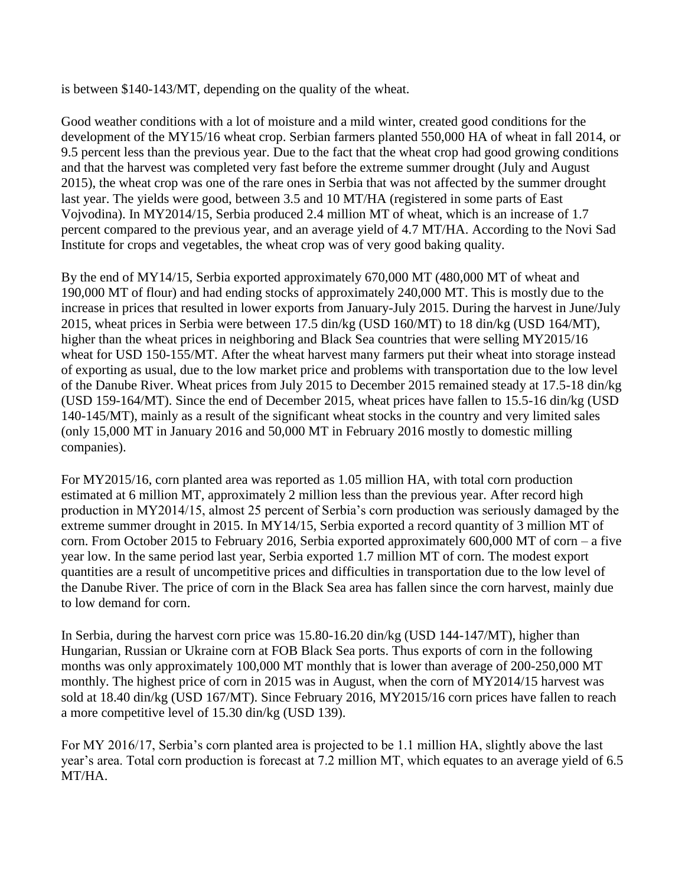is between \$140-143/MT, depending on the quality of the wheat.

Good weather conditions with a lot of moisture and a mild winter, created good conditions for the development of the MY15/16 wheat crop. Serbian farmers planted 550,000 HA of wheat in fall 2014, or 9.5 percent less than the previous year. Due to the fact that the wheat crop had good growing conditions and that the harvest was completed very fast before the extreme summer drought (July and August 2015), the wheat crop was one of the rare ones in Serbia that was not affected by the summer drought last year. The yields were good, between 3.5 and 10 MT/HA (registered in some parts of East Vojvodina). In MY2014/15, Serbia produced 2.4 million MT of wheat, which is an increase of 1.7 percent compared to the previous year, and an average yield of 4.7 MT/HA. According to the Novi Sad Institute for crops and vegetables, the wheat crop was of very good baking quality.

By the end of MY14/15, Serbia exported approximately 670,000 MT (480,000 MT of wheat and 190,000 MT of flour) and had ending stocks of approximately 240,000 MT. This is mostly due to the increase in prices that resulted in lower exports from January-July 2015. During the harvest in June/July 2015, wheat prices in Serbia were between 17.5 din/kg (USD 160/MT) to 18 din/kg (USD 164/MT), higher than the wheat prices in neighboring and Black Sea countries that were selling MY2015/16 wheat for USD 150-155/MT. After the wheat harvest many farmers put their wheat into storage instead of exporting as usual, due to the low market price and problems with transportation due to the low level of the Danube River. Wheat prices from July 2015 to December 2015 remained steady at 17.5-18 din/kg (USD 159-164/MT). Since the end of December 2015, wheat prices have fallen to 15.5-16 din/kg (USD 140-145/MT), mainly as a result of the significant wheat stocks in the country and very limited sales (only 15,000 MT in January 2016 and 50,000 MT in February 2016 mostly to domestic milling companies).

For MY2015/16, corn planted area was reported as 1.05 million HA, with total corn production estimated at 6 million MT, approximately 2 million less than the previous year. After record high production in MY2014/15, almost 25 percent of Serbia's corn production was seriously damaged by the extreme summer drought in 2015. In MY14/15, Serbia exported a record quantity of 3 million MT of corn. From October 2015 to February 2016, Serbia exported approximately 600,000 MT of corn – a five year low. In the same period last year, Serbia exported 1.7 million MT of corn. The modest export quantities are a result of uncompetitive prices and difficulties in transportation due to the low level of the Danube River. The price of corn in the Black Sea area has fallen since the corn harvest, mainly due to low demand for corn.

In Serbia, during the harvest corn price was 15.80-16.20 din/kg (USD 144-147/MT), higher than Hungarian, Russian or Ukraine corn at FOB Black Sea ports. Thus exports of corn in the following months was only approximately 100,000 MT monthly that is lower than average of 200-250,000 MT monthly. The highest price of corn in 2015 was in August, when the corn of MY2014/15 harvest was sold at 18.40 din/kg (USD 167/MT). Since February 2016, MY2015/16 corn prices have fallen to reach a more competitive level of 15.30 din/kg (USD 139).

For MY 2016/17, Serbia's corn planted area is projected to be 1.1 million HA, slightly above the last year's area. Total corn production is forecast at 7.2 million MT, which equates to an average yield of 6.5 MT/HA.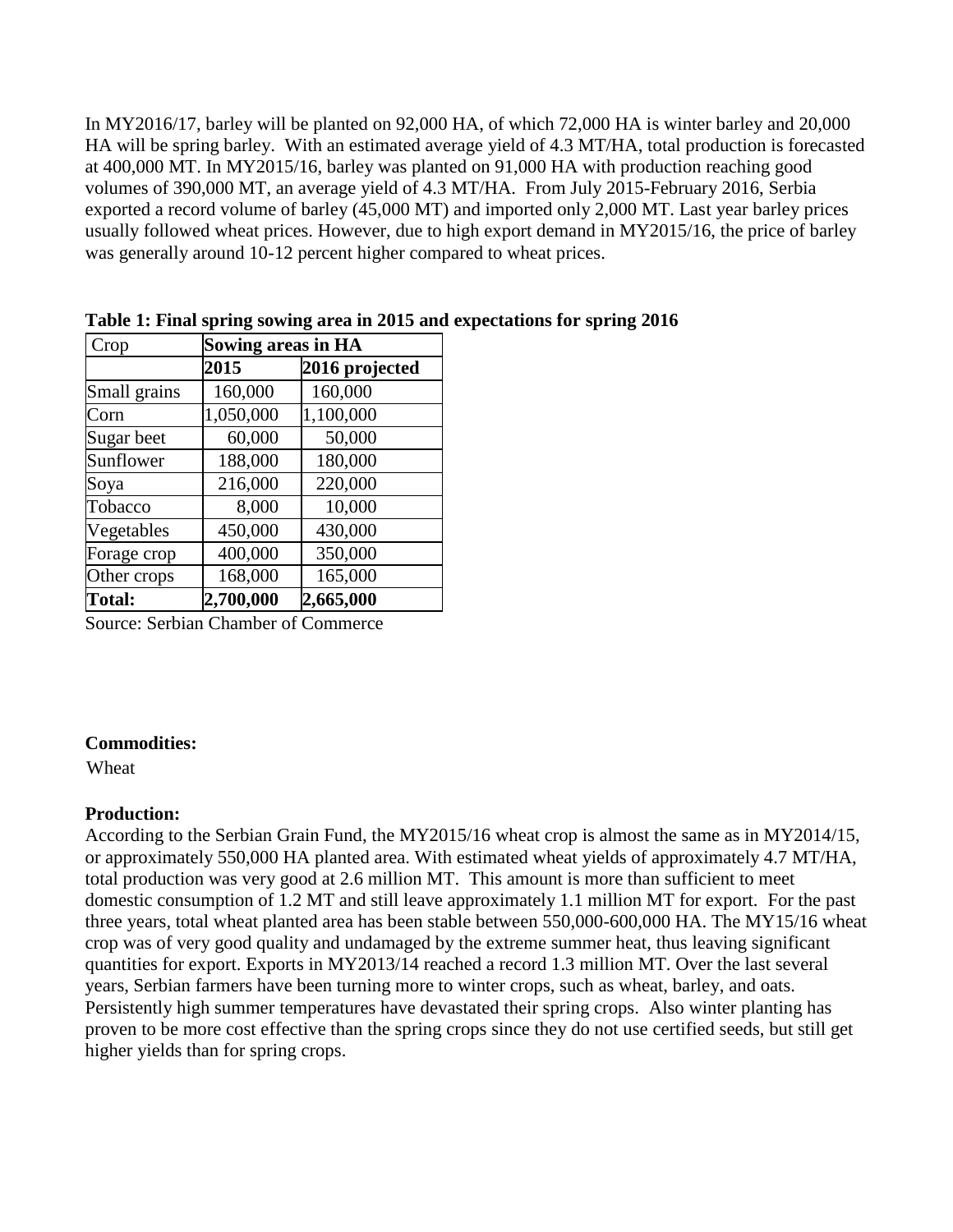In MY2016/17, barley will be planted on 92,000 HA, of which 72,000 HA is winter barley and 20,000 HA will be spring barley. With an estimated average yield of 4.3 MT/HA, total production is forecasted at 400,000 MT. In MY2015/16, barley was planted on 91,000 HA with production reaching good volumes of 390,000 MT, an average yield of 4.3 MT/HA. From July 2015-February 2016, Serbia exported a record volume of barley (45,000 MT) and imported only 2,000 MT. Last year barley prices usually followed wheat prices. However, due to high export demand in MY2015/16, the price of barley was generally around 10-12 percent higher compared to wheat prices.

**Table 1: Final spring sowing area in 2015 and expectations for spring 2016**

| Crop | **Sowing areas in HA** | |
|---|---|---|
| | **2015** | **2016 projected** |
| Small grains | 160,000 | 160,000 |
| Corn | 1,050,000 | 1,100,000 |
| Sugar beet | 60,000 | 50,000 |
| Sunflower | 188,000 | 180,000 |
| Soya | 216,000 | 220,000 |
| Tobacco | 8,000 | 10,000 |
| Vegetables | 450,000 | 430,000 |
| Forage crop | 400,000 | 350,000 |
| Other crops | 168,000 | 165,000 |
| **Total:** | **2,700,000** | **2,665,000** |

Source: Serbian Chamber of Commerce

**Commodities:**

Wheat

**Production:**

According to the Serbian Grain Fund, the MY2015/16 wheat crop is almost the same as in MY2014/15, or approximately 550,000 HA planted area. With estimated wheat yields of approximately 4.7 MT/HA, total production was very good at 2.6 million MT. This amount is more than sufficient to meet domestic consumption of 1.2 MT and still leave approximately 1.1 million MT for export. For the past three years, total wheat planted area has been stable between 550,000-600,000 HA. The MY15/16 wheat crop was of very good quality and undamaged by the extreme summer heat, thus leaving significant quantities for export. Exports in MY2013/14 reached a record 1.3 million MT. Over the last several years, Serbian farmers have been turning more to winter crops, such as wheat, barley, and oats. Persistently high summer temperatures have devastated their spring crops. Also winter planting has proven to be more cost effective than the spring crops since they do not use certified seeds, but still get higher yields than for spring crops.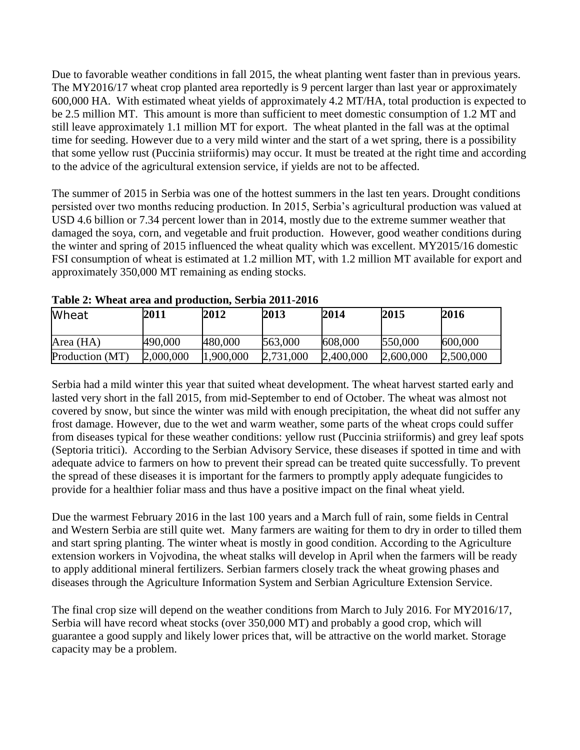Due to favorable weather conditions in fall 2015, the wheat planting went faster than in previous years. The MY2016/17 wheat crop planted area reportedly is 9 percent larger than last year or approximately 600,000 HA. With estimated wheat yields of approximately 4.2 MT/HA, total production is expected to be 2.5 million MT. This amount is more than sufficient to meet domestic consumption of 1.2 MT and still leave approximately 1.1 million MT for export. The wheat planted in the fall was at the optimal time for seeding. However due to a very mild winter and the start of a wet spring, there is a possibility that some yellow rust (Puccinia striiformis) may occur. It must be treated at the right time and according to the advice of the agricultural extension service, if yields are not to be affected.

The summer of 2015 in Serbia was one of the hottest summers in the last ten years. Drought conditions persisted over two months reducing production. In 2015, Serbia's agricultural production was valued at USD 4.6 billion or 7.34 percent lower than in 2014, mostly due to the extreme summer weather that damaged the soya, corn, and vegetable and fruit production. However, good weather conditions during the winter and spring of 2015 influenced the wheat quality which was excellent. MY2015/16 domestic FSI consumption of wheat is estimated at 1.2 million MT, with 1.2 million MT available for export and approximately 350,000 MT remaining as ending stocks.

**Table 2: Wheat area and production, Serbia 2011-2016**

| Wheat | 2011 | 2012 | 2013 | 2014 | 2015 | 2016 |
|---|---|---|---|---|---|---|
| Area (HA) | 490,000 | 480,000 | 563,000 | 608,000 | 550,000 | 600,000 |
| Production (MT) | 2,000,000 | 1,900,000 | 2,731,000 | 2,400,000 | 2,600,000 | 2,500,000 |

Serbia had a mild winter this year that suited wheat development. The wheat harvest started early and lasted very short in the fall 2015, from mid-September to end of October. The wheat was almost not covered by snow, but since the winter was mild with enough precipitation, the wheat did not suffer any frost damage. However, due to the wet and warm weather, some parts of the wheat crops could suffer from diseases typical for these weather conditions: yellow rust (Puccinia striiformis) and grey leaf spots (Septoria tritici). According to the Serbian Advisory Service, these diseases if spotted in time and with adequate advice to farmers on how to prevent their spread can be treated quite successfully. To prevent the spread of these diseases it is important for the farmers to promptly apply adequate fungicides to provide for a healthier foliar mass and thus have a positive impact on the final wheat yield.

Due the warmest February 2016 in the last 100 years and a March full of rain, some fields in Central and Western Serbia are still quite wet. Many farmers are waiting for them to dry in order to tilled them and start spring planting. The winter wheat is mostly in good condition. According to the Agriculture extension workers in Vojvodina, the wheat stalks will develop in April when the farmers will be ready to apply additional mineral fertilizers. Serbian farmers closely track the wheat growing phases and diseases through the Agriculture Information System and Serbian Agriculture Extension Service.

The final crop size will depend on the weather conditions from March to July 2016. For MY2016/17, Serbia will have record wheat stocks (over 350,000 MT) and probably a good crop, which will guarantee a good supply and likely lower prices that, will be attractive on the world market. Storage capacity may be a problem.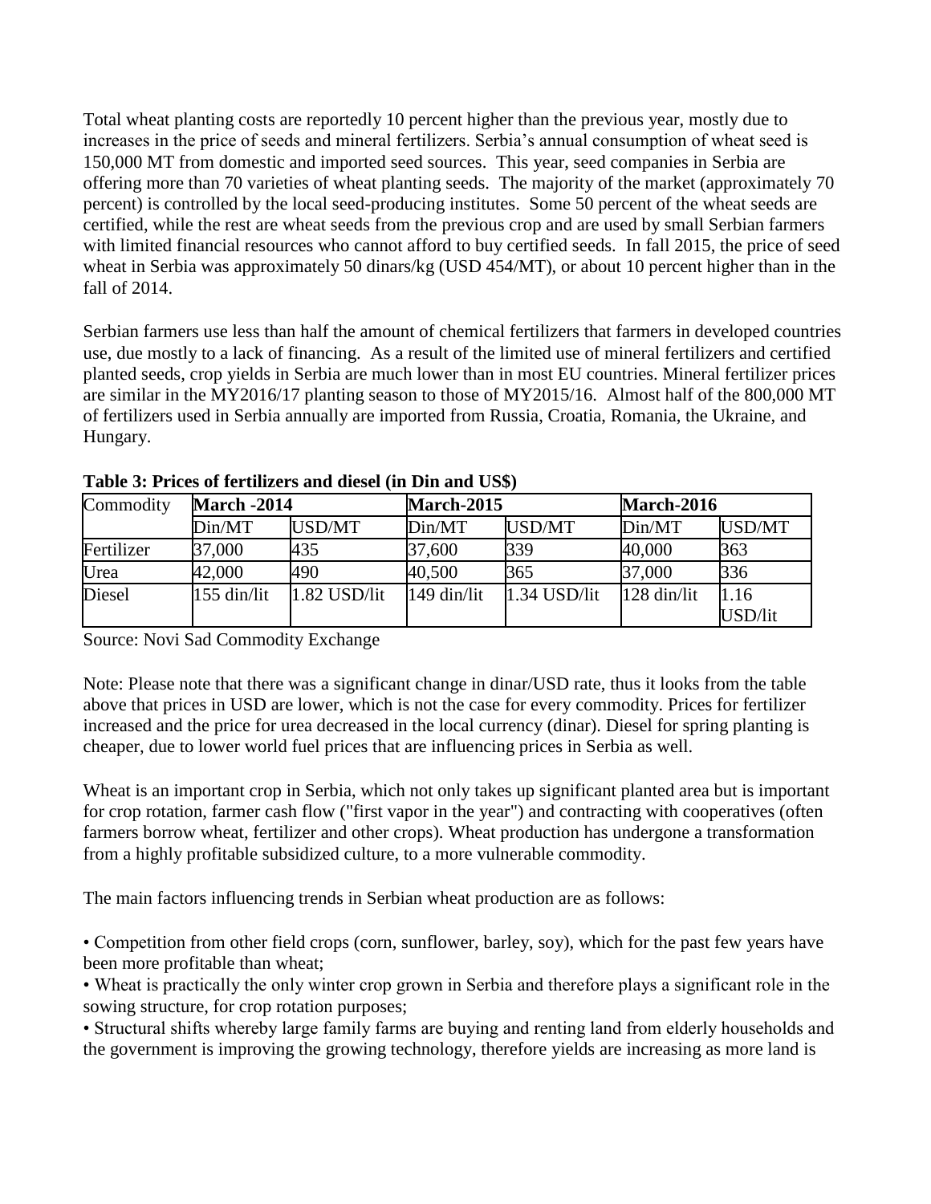Total wheat planting costs are reportedly 10 percent higher than the previous year, mostly due to increases in the price of seeds and mineral fertilizers. Serbia's annual consumption of wheat seed is 150,000 MT from domestic and imported seed sources. This year, seed companies in Serbia are offering more than 70 varieties of wheat planting seeds. The majority of the market (approximately 70 percent) is controlled by the local seed-producing institutes. Some 50 percent of the wheat seeds are certified, while the rest are wheat seeds from the previous crop and are used by small Serbian farmers with limited financial resources who cannot afford to buy certified seeds. In fall 2015, the price of seed wheat in Serbia was approximately 50 dinars/kg (USD 454/MT), or about 10 percent higher than in the fall of 2014.

Serbian farmers use less than half the amount of chemical fertilizers that farmers in developed countries use, due mostly to a lack of financing. As a result of the limited use of mineral fertilizers and certified planted seeds, crop yields in Serbia are much lower than in most EU countries. Mineral fertilizer prices are similar in the MY2016/17 planting season to those of MY2015/16. Almost half of the 800,000 MT of fertilizers used in Serbia annually are imported from Russia, Croatia, Romania, the Ukraine, and Hungary.

**Table 3: Prices of fertilizers and diesel (in Din and US$)**

| Commodity | **March -2014** | | **March-2015** | | **March-2016** | |
|---|---|---|---|---|---|---|
| | Din/MT | USD/MT | Din/MT | USD/MT | Din/MT | USD/MT |
| Fertilizer | 37,000 | 435 | 37,600 | 339 | 40,000 | 363 |
| Urea | 42,000 | 490 | 40,500 | 365 | 37,000 | 336 |
| Diesel | 155 din/lit | 1.82 USD/lit | 149 din/lit | 1.34 USD/lit | 128 din/lit | 1.16 USD/lit |

Source: Novi Sad Commodity Exchange

Note: Please note that there was a significant change in dinar/USD rate, thus it looks from the table above that prices in USD are lower, which is not the case for every commodity. Prices for fertilizer increased and the price for urea decreased in the local currency (dinar). Diesel for spring planting is cheaper, due to lower world fuel prices that are influencing prices in Serbia as well.

Wheat is an important crop in Serbia, which not only takes up significant planted area but is important for crop rotation, farmer cash flow ("first vapor in the year") and contracting with cooperatives (often farmers borrow wheat, fertilizer and other crops). Wheat production has undergone a transformation from a highly profitable subsidized culture, to a more vulnerable commodity.

The main factors influencing trends in Serbian wheat production are as follows:

- Competition from other field crops (corn, sunflower, barley, soy), which for the past few years have been more profitable than wheat;
- Wheat is practically the only winter crop grown in Serbia and therefore plays a significant role in the sowing structure, for crop rotation purposes;
- Structural shifts whereby large family farms are buying and renting land from elderly households and the government is improving the growing technology, therefore yields are increasing as more land is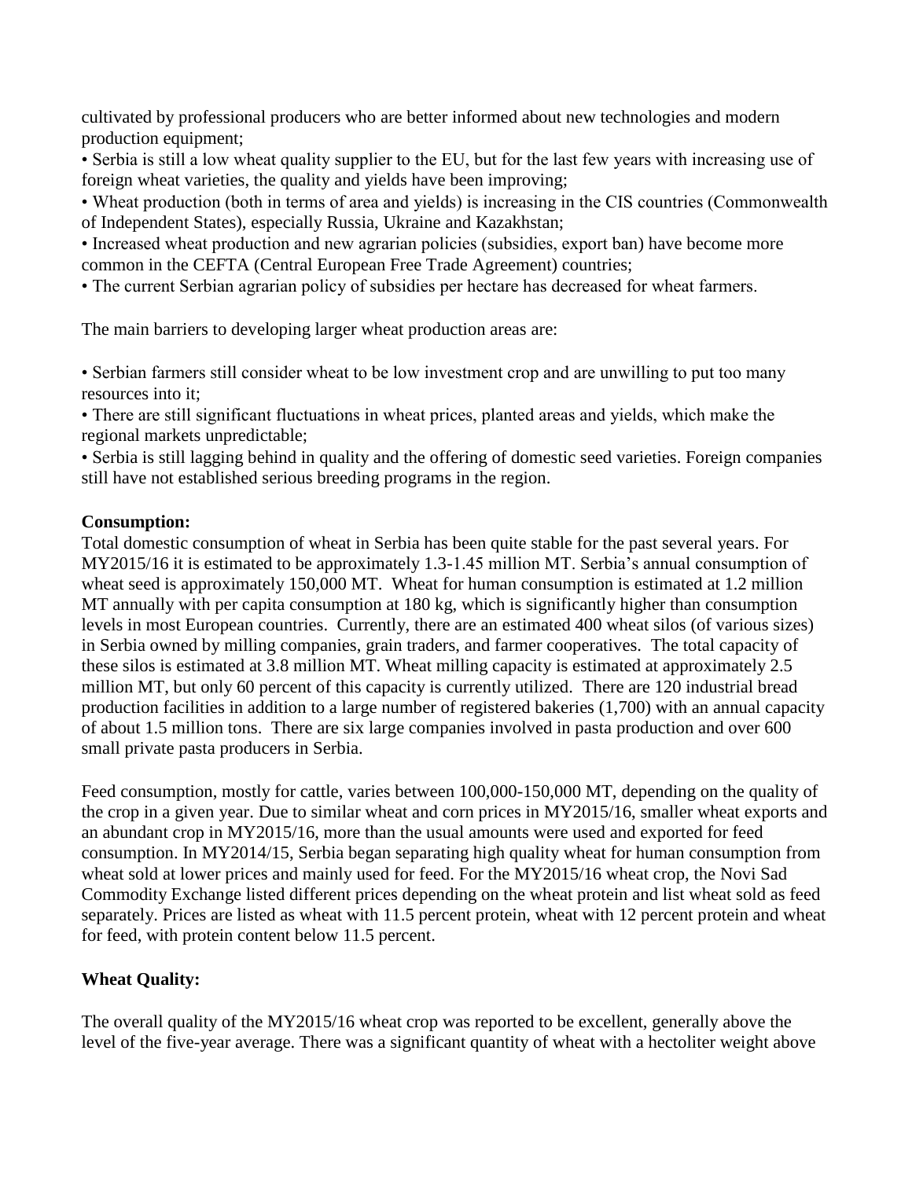cultivated by professional producers who are better informed about new technologies and modern production equipment;

- Serbia is still a low wheat quality supplier to the EU, but for the last few years with increasing use of foreign wheat varieties, the quality and yields have been improving;
- Wheat production (both in terms of area and yields) is increasing in the CIS countries (Commonwealth of Independent States), especially Russia, Ukraine and Kazakhstan;
- Increased wheat production and new agrarian policies (subsidies, export ban) have become more common in the CEFTA (Central European Free Trade Agreement) countries;
- The current Serbian agrarian policy of subsidies per hectare has decreased for wheat farmers.

The main barriers to developing larger wheat production areas are:

- Serbian farmers still consider wheat to be low investment crop and are unwilling to put too many resources into it;
- There are still significant fluctuations in wheat prices, planted areas and yields, which make the regional markets unpredictable;
- Serbia is still lagging behind in quality and the offering of domestic seed varieties. Foreign companies still have not established serious breeding programs in the region.

**Consumption:**

Total domestic consumption of wheat in Serbia has been quite stable for the past several years. For MY2015/16 it is estimated to be approximately 1.3-1.45 million MT. Serbia's annual consumption of wheat seed is approximately 150,000 MT. Wheat for human consumption is estimated at 1.2 million MT annually with per capita consumption at 180 kg, which is significantly higher than consumption levels in most European countries. Currently, there are an estimated 400 wheat silos (of various sizes) in Serbia owned by milling companies, grain traders, and farmer cooperatives. The total capacity of these silos is estimated at 3.8 million MT. Wheat milling capacity is estimated at approximately 2.5 million MT, but only 60 percent of this capacity is currently utilized. There are 120 industrial bread production facilities in addition to a large number of registered bakeries (1,700) with an annual capacity of about 1.5 million tons. There are six large companies involved in pasta production and over 600 small private pasta producers in Serbia.

Feed consumption, mostly for cattle, varies between 100,000-150,000 MT, depending on the quality of the crop in a given year. Due to similar wheat and corn prices in MY2015/16, smaller wheat exports and an abundant crop in MY2015/16, more than the usual amounts were used and exported for feed consumption. In MY2014/15, Serbia began separating high quality wheat for human consumption from wheat sold at lower prices and mainly used for feed. For the MY2015/16 wheat crop, the Novi Sad Commodity Exchange listed different prices depending on the wheat protein and list wheat sold as feed separately. Prices are listed as wheat with 11.5 percent protein, wheat with 12 percent protein and wheat for feed, with protein content below 11.5 percent.

**Wheat Quality:**

The overall quality of the MY2015/16 wheat crop was reported to be excellent, generally above the level of the five-year average. There was a significant quantity of wheat with a hectoliter weight above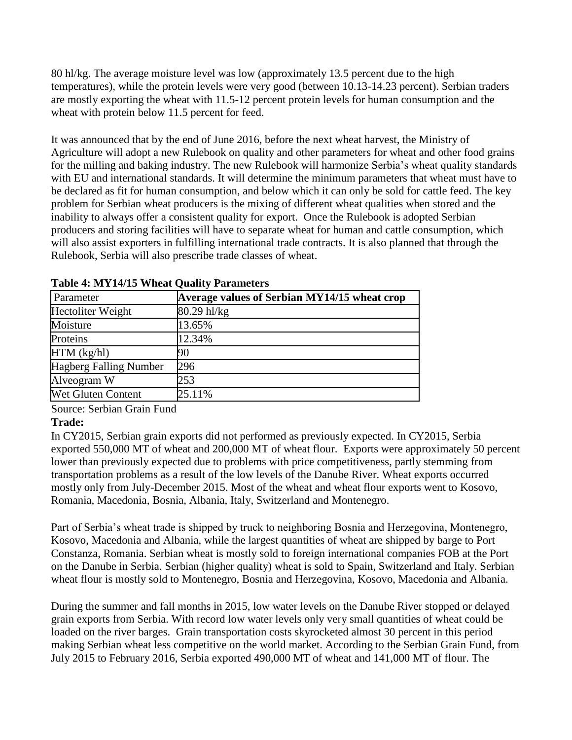80 hl/kg. The average moisture level was low (approximately 13.5 percent due to the high temperatures), while the protein levels were very good (between 10.13-14.23 percent). Serbian traders are mostly exporting the wheat with 11.5-12 percent protein levels for human consumption and the wheat with protein below 11.5 percent for feed.

It was announced that by the end of June 2016, before the next wheat harvest, the Ministry of Agriculture will adopt a new Rulebook on quality and other parameters for wheat and other food grains for the milling and baking industry. The new Rulebook will harmonize Serbia's wheat quality standards with EU and international standards. It will determine the minimum parameters that wheat must have to be declared as fit for human consumption, and below which it can only be sold for cattle feed. The key problem for Serbian wheat producers is the mixing of different wheat qualities when stored and the inability to always offer a consistent quality for export. Once the Rulebook is adopted Serbian producers and storing facilities will have to separate wheat for human and cattle consumption, which will also assist exporters in fulfilling international trade contracts. It is also planned that through the Rulebook, Serbia will also prescribe trade classes of wheat.

**Table 4: MY14/15 Wheat Quality Parameters**

| Parameter | **Average values of Serbian MY14/15 wheat crop** |
|---|---|
| Hectoliter Weight | 80.29 hl/kg |
| Moisture | 13.65% |
| Proteins | 12.34% |
| HTM (kg/hl) | 90 |
| Hagberg Falling Number | 296 |
| Alveogram W | 253 |
| Wet Gluten Content | 25.11% |

Source: Serbian Grain Fund

**Trade:**

In CY2015, Serbian grain exports did not performed as previously expected. In CY2015, Serbia exported 550,000 MT of wheat and 200,000 MT of wheat flour. Exports were approximately 50 percent lower than previously expected due to problems with price competitiveness, partly stemming from transportation problems as a result of the low levels of the Danube River. Wheat exports occurred mostly only from July-December 2015. Most of the wheat and wheat flour exports went to Kosovo, Romania, Macedonia, Bosnia, Albania, Italy, Switzerland and Montenegro.

Part of Serbia's wheat trade is shipped by truck to neighboring Bosnia and Herzegovina, Montenegro, Kosovo, Macedonia and Albania, while the largest quantities of wheat are shipped by barge to Port Constanza, Romania. Serbian wheat is mostly sold to foreign international companies FOB at the Port on the Danube in Serbia. Serbian (higher quality) wheat is sold to Spain, Switzerland and Italy. Serbian wheat flour is mostly sold to Montenegro, Bosnia and Herzegovina, Kosovo, Macedonia and Albania.

During the summer and fall months in 2015, low water levels on the Danube River stopped or delayed grain exports from Serbia. With record low water levels only very small quantities of wheat could be loaded on the river barges. Grain transportation costs skyrocketed almost 30 percent in this period making Serbian wheat less competitive on the world market. According to the Serbian Grain Fund, from July 2015 to February 2016, Serbia exported 490,000 MT of wheat and 141,000 MT of flour. The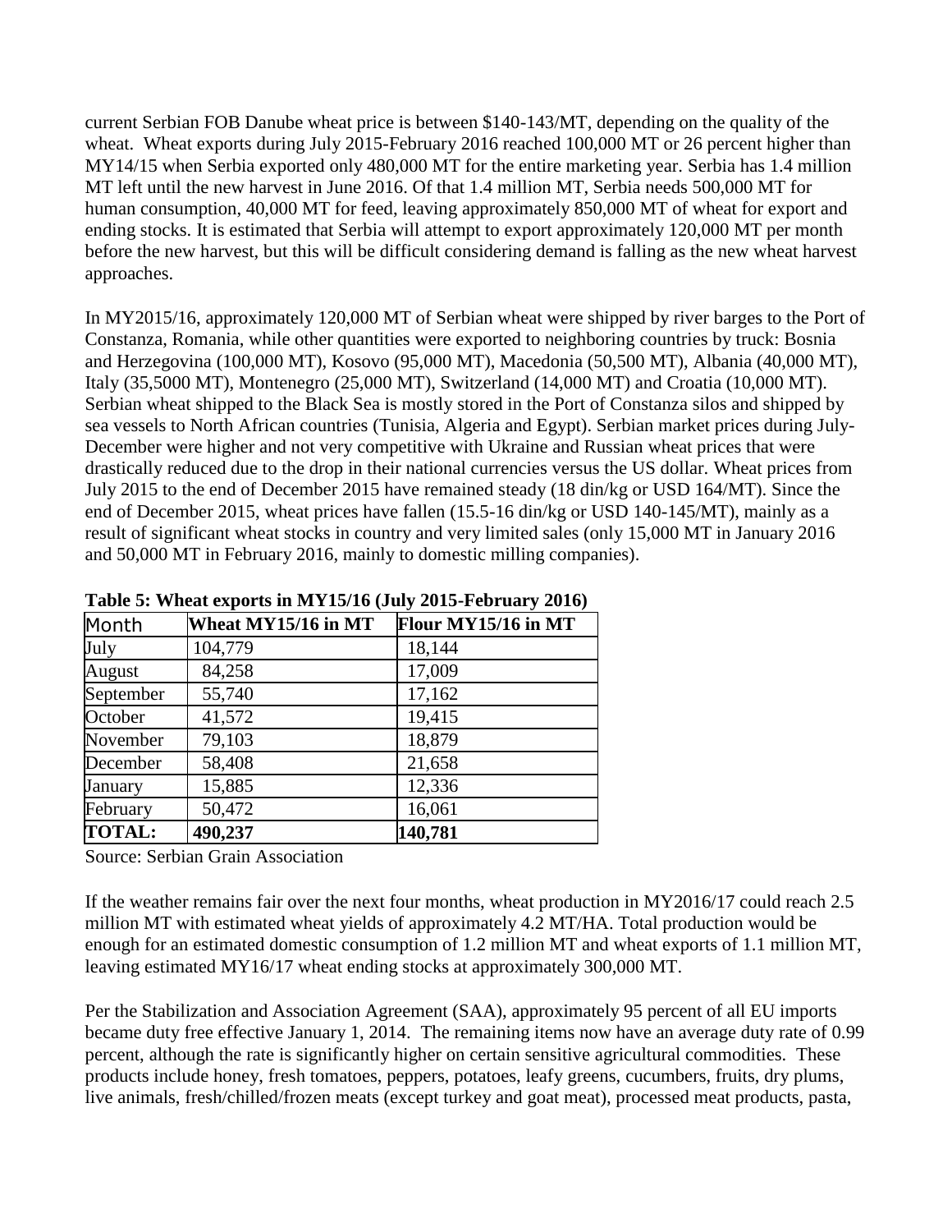current Serbian FOB Danube wheat price is between $140-143/MT, depending on the quality of the wheat. Wheat exports during July 2015-February 2016 reached 100,000 MT or 26 percent higher than MY14/15 when Serbia exported only 480,000 MT for the entire marketing year. Serbia has 1.4 million MT left until the new harvest in June 2016. Of that 1.4 million MT, Serbia needs 500,000 MT for human consumption, 40,000 MT for feed, leaving approximately 850,000 MT of wheat for export and ending stocks. It is estimated that Serbia will attempt to export approximately 120,000 MT per month before the new harvest, but this will be difficult considering demand is falling as the new wheat harvest approaches.

In MY2015/16, approximately 120,000 MT of Serbian wheat were shipped by river barges to the Port of Constanza, Romania, while other quantities were exported to neighboring countries by truck: Bosnia and Herzegovina (100,000 MT), Kosovo (95,000 MT), Macedonia (50,500 MT), Albania (40,000 MT), Italy (35,5000 MT), Montenegro (25,000 MT), Switzerland (14,000 MT) and Croatia (10,000 MT). Serbian wheat shipped to the Black Sea is mostly stored in the Port of Constanza silos and shipped by sea vessels to North African countries (Tunisia, Algeria and Egypt). Serbian market prices during July-December were higher and not very competitive with Ukraine and Russian wheat prices that were drastically reduced due to the drop in their national currencies versus the US dollar. Wheat prices from July 2015 to the end of December 2015 have remained steady (18 din/kg or USD 164/MT). Since the end of December 2015, wheat prices have fallen (15.5-16 din/kg or USD 140-145/MT), mainly as a result of significant wheat stocks in country and very limited sales (only 15,000 MT in January 2016 and 50,000 MT in February 2016, mainly to domestic milling companies).

**Table 5: Wheat exports in MY15/16 (July 2015-February 2016)**

| Month | Wheat MY15/16 in MT | Flour MY15/16 in MT |
|---|---|---|
| July | 104,779 | 18,144 |
| August | 84,258 | 17,009 |
| September | 55,740 | 17,162 |
| October | 41,572 | 19,415 |
| November | 79,103 | 18,879 |
| December | 58,408 | 21,658 |
| January | 15,885 | 12,336 |
| February | 50,472 | 16,061 |
| **TOTAL:** | **490,237** | **140,781** |

Source: Serbian Grain Association

If the weather remains fair over the next four months, wheat production in MY2016/17 could reach 2.5 million MT with estimated wheat yields of approximately 4.2 MT/HA. Total production would be enough for an estimated domestic consumption of 1.2 million MT and wheat exports of 1.1 million MT, leaving estimated MY16/17 wheat ending stocks at approximately 300,000 MT.

Per the Stabilization and Association Agreement (SAA), approximately 95 percent of all EU imports became duty free effective January 1, 2014. The remaining items now have an average duty rate of 0.99 percent, although the rate is significantly higher on certain sensitive agricultural commodities. These products include honey, fresh tomatoes, peppers, potatoes, leafy greens, cucumbers, fruits, dry plums, live animals, fresh/chilled/frozen meats (except turkey and goat meat), processed meat products, pasta,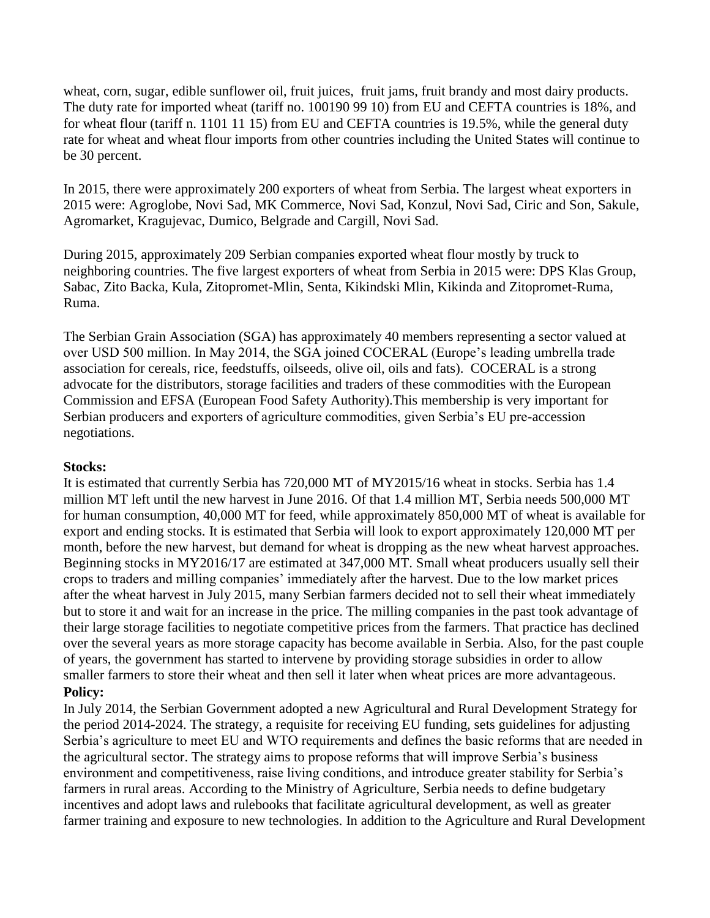wheat, corn, sugar, edible sunflower oil, fruit juices, fruit jams, fruit brandy and most dairy products. The duty rate for imported wheat (tariff no. 100190 99 10) from EU and CEFTA countries is 18%, and for wheat flour (tariff n. 1101 11 15) from EU and CEFTA countries is 19.5%, while the general duty rate for wheat and wheat flour imports from other countries including the United States will continue to be 30 percent.

In 2015, there were approximately 200 exporters of wheat from Serbia. The largest wheat exporters in 2015 were: Agroglobe, Novi Sad, MK Commerce, Novi Sad, Konzul, Novi Sad, Ciric and Son, Sakule, Agromarket, Kragujevac, Dumico, Belgrade and Cargill, Novi Sad.

During 2015, approximately 209 Serbian companies exported wheat flour mostly by truck to neighboring countries. The five largest exporters of wheat from Serbia in 2015 were: DPS Klas Group, Sabac, Zito Backa, Kula, Zitopromet-Mlin, Senta, Kikindski Mlin, Kikinda and Zitopromet-Ruma, Ruma.

The Serbian Grain Association (SGA) has approximately 40 members representing a sector valued at over USD 500 million. In May 2014, the SGA joined COCERAL (Europe's leading umbrella trade association for cereals, rice, feedstuffs, oilseeds, olive oil, oils and fats). COCERAL is a strong advocate for the distributors, storage facilities and traders of these commodities with the European Commission and EFSA (European Food Safety Authority).This membership is very important for Serbian producers and exporters of agriculture commodities, given Serbia's EU pre-accession negotiations.

**Stocks:**

It is estimated that currently Serbia has 720,000 MT of MY2015/16 wheat in stocks. Serbia has 1.4 million MT left until the new harvest in June 2016. Of that 1.4 million MT, Serbia needs 500,000 MT for human consumption, 40,000 MT for feed, while approximately 850,000 MT of wheat is available for export and ending stocks. It is estimated that Serbia will look to export approximately 120,000 MT per month, before the new harvest, but demand for wheat is dropping as the new wheat harvest approaches. Beginning stocks in MY2016/17 are estimated at 347,000 MT. Small wheat producers usually sell their crops to traders and milling companies' immediately after the harvest. Due to the low market prices after the wheat harvest in July 2015, many Serbian farmers decided not to sell their wheat immediately but to store it and wait for an increase in the price. The milling companies in the past took advantage of their large storage facilities to negotiate competitive prices from the farmers. That practice has declined over the several years as more storage capacity has become available in Serbia. Also, for the past couple of years, the government has started to intervene by providing storage subsidies in order to allow smaller farmers to store their wheat and then sell it later when wheat prices are more advantageous.

**Policy:**

In July 2014, the Serbian Government adopted a new Agricultural and Rural Development Strategy for the period 2014-2024. The strategy, a requisite for receiving EU funding, sets guidelines for adjusting Serbia's agriculture to meet EU and WTO requirements and defines the basic reforms that are needed in the agricultural sector. The strategy aims to propose reforms that will improve Serbia's business environment and competitiveness, raise living conditions, and introduce greater stability for Serbia's farmers in rural areas. According to the Ministry of Agriculture, Serbia needs to define budgetary incentives and adopt laws and rulebooks that facilitate agricultural development, as well as greater farmer training and exposure to new technologies. In addition to the Agriculture and Rural Development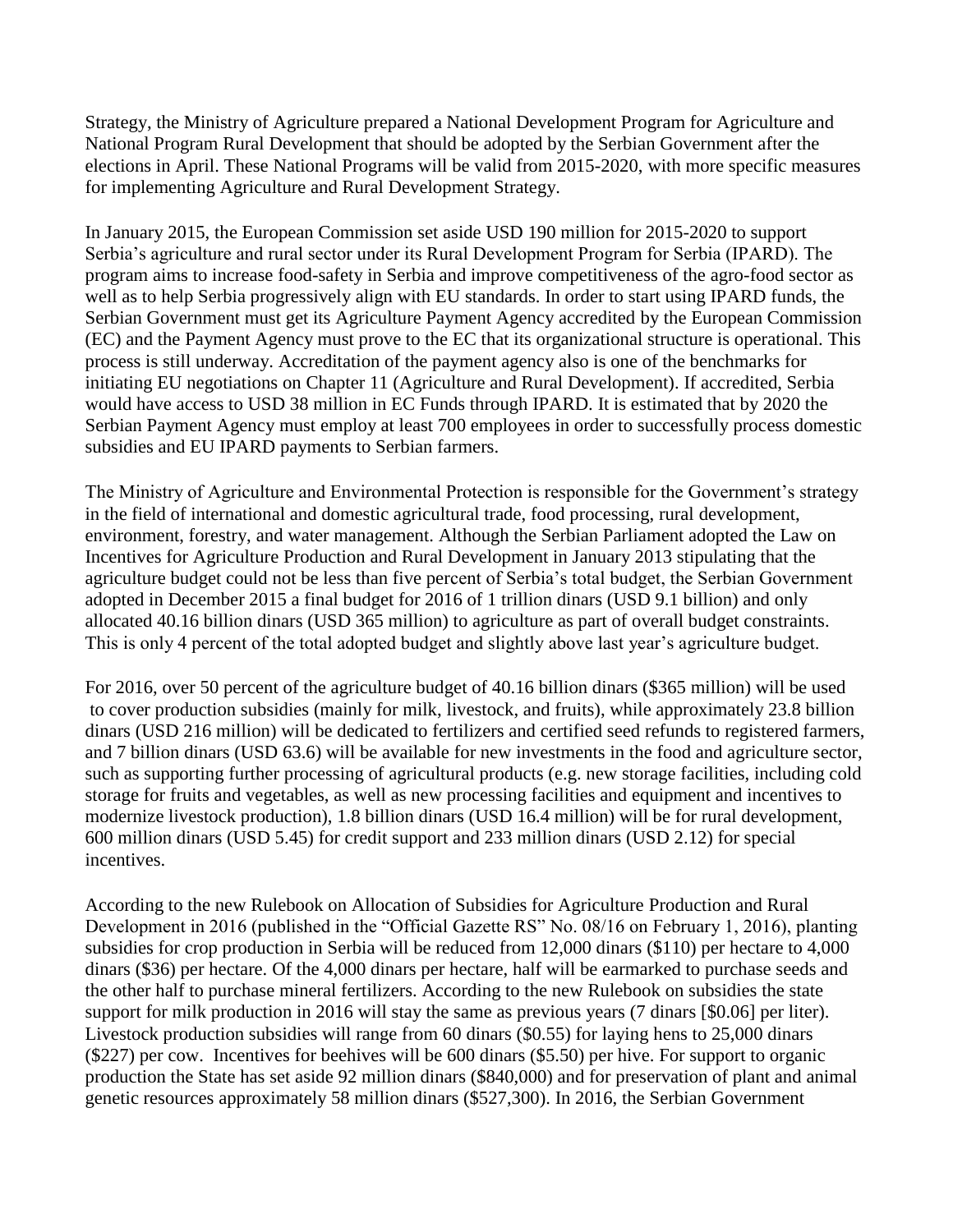Strategy, the Ministry of Agriculture prepared a National Development Program for Agriculture and National Program Rural Development that should be adopted by the Serbian Government after the elections in April. These National Programs will be valid from 2015-2020, with more specific measures for implementing Agriculture and Rural Development Strategy.

In January 2015, the European Commission set aside USD 190 million for 2015-2020 to support Serbia's agriculture and rural sector under its Rural Development Program for Serbia (IPARD). The program aims to increase food-safety in Serbia and improve competitiveness of the agro-food sector as well as to help Serbia progressively align with EU standards. In order to start using IPARD funds, the Serbian Government must get its Agriculture Payment Agency accredited by the European Commission (EC) and the Payment Agency must prove to the EC that its organizational structure is operational. This process is still underway. Accreditation of the payment agency also is one of the benchmarks for initiating EU negotiations on Chapter 11 (Agriculture and Rural Development). If accredited, Serbia would have access to USD 38 million in EC Funds through IPARD. It is estimated that by 2020 the Serbian Payment Agency must employ at least 700 employees in order to successfully process domestic subsidies and EU IPARD payments to Serbian farmers.

The Ministry of Agriculture and Environmental Protection is responsible for the Government's strategy in the field of international and domestic agricultural trade, food processing, rural development, environment, forestry, and water management. Although the Serbian Parliament adopted the Law on Incentives for Agriculture Production and Rural Development in January 2013 stipulating that the agriculture budget could not be less than five percent of Serbia's total budget, the Serbian Government adopted in December 2015 a final budget for 2016 of 1 trillion dinars (USD 9.1 billion) and only allocated 40.16 billion dinars (USD 365 million) to agriculture as part of overall budget constraints. This is only 4 percent of the total adopted budget and slightly above last year's agriculture budget.

For 2016, over 50 percent of the agriculture budget of 40.16 billion dinars ($365 million) will be used to cover production subsidies (mainly for milk, livestock, and fruits), while approximately 23.8 billion dinars (USD 216 million) will be dedicated to fertilizers and certified seed refunds to registered farmers, and 7 billion dinars (USD 63.6) will be available for new investments in the food and agriculture sector, such as supporting further processing of agricultural products (e.g. new storage facilities, including cold storage for fruits and vegetables, as well as new processing facilities and equipment and incentives to modernize livestock production), 1.8 billion dinars (USD 16.4 million) will be for rural development, 600 million dinars (USD 5.45) for credit support and 233 million dinars (USD 2.12) for special incentives.

According to the new Rulebook on Allocation of Subsidies for Agriculture Production and Rural Development in 2016 (published in the "Official Gazette RS" No. 08/16 on February 1, 2016), planting subsidies for crop production in Serbia will be reduced from 12,000 dinars ($110) per hectare to 4,000 dinars ($36) per hectare. Of the 4,000 dinars per hectare, half will be earmarked to purchase seeds and the other half to purchase mineral fertilizers. According to the new Rulebook on subsidies the state support for milk production in 2016 will stay the same as previous years (7 dinars [$0.06] per liter). Livestock production subsidies will range from 60 dinars ($0.55) for laying hens to 25,000 dinars ($227) per cow. Incentives for beehives will be 600 dinars ($5.50) per hive. For support to organic production the State has set aside 92 million dinars ($840,000) and for preservation of plant and animal genetic resources approximately 58 million dinars ($527,300). In 2016, the Serbian Government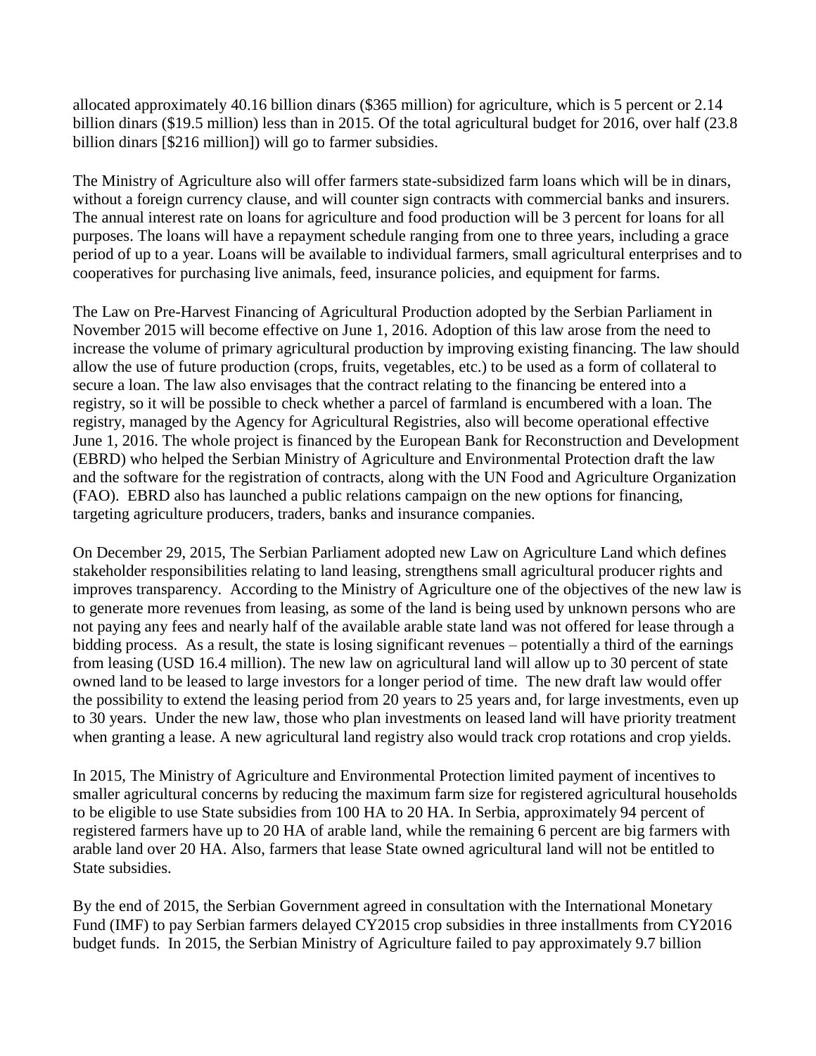allocated approximately 40.16 billion dinars ($365 million) for agriculture, which is 5 percent or 2.14 billion dinars ($19.5 million) less than in 2015. Of the total agricultural budget for 2016, over half (23.8 billion dinars [$216 million]) will go to farmer subsidies.

The Ministry of Agriculture also will offer farmers state-subsidized farm loans which will be in dinars, without a foreign currency clause, and will counter sign contracts with commercial banks and insurers. The annual interest rate on loans for agriculture and food production will be 3 percent for loans for all purposes. The loans will have a repayment schedule ranging from one to three years, including a grace period of up to a year. Loans will be available to individual farmers, small agricultural enterprises and to cooperatives for purchasing live animals, feed, insurance policies, and equipment for farms.

The Law on Pre-Harvest Financing of Agricultural Production adopted by the Serbian Parliament in November 2015 will become effective on June 1, 2016. Adoption of this law arose from the need to increase the volume of primary agricultural production by improving existing financing. The law should allow the use of future production (crops, fruits, vegetables, etc.) to be used as a form of collateral to secure a loan. The law also envisages that the contract relating to the financing be entered into a registry, so it will be possible to check whether a parcel of farmland is encumbered with a loan. The registry, managed by the Agency for Agricultural Registries, also will become operational effective June 1, 2016. The whole project is financed by the European Bank for Reconstruction and Development (EBRD) who helped the Serbian Ministry of Agriculture and Environmental Protection draft the law and the software for the registration of contracts, along with the UN Food and Agriculture Organization (FAO). EBRD also has launched a public relations campaign on the new options for financing, targeting agriculture producers, traders, banks and insurance companies.

On December 29, 2015, The Serbian Parliament adopted new Law on Agriculture Land which defines stakeholder responsibilities relating to land leasing, strengthens small agricultural producer rights and improves transparency. According to the Ministry of Agriculture one of the objectives of the new law is to generate more revenues from leasing, as some of the land is being used by unknown persons who are not paying any fees and nearly half of the available arable state land was not offered for lease through a bidding process. As a result, the state is losing significant revenues – potentially a third of the earnings from leasing (USD 16.4 million). The new law on agricultural land will allow up to 30 percent of state owned land to be leased to large investors for a longer period of time. The new draft law would offer the possibility to extend the leasing period from 20 years to 25 years and, for large investments, even up to 30 years. Under the new law, those who plan investments on leased land will have priority treatment when granting a lease. A new agricultural land registry also would track crop rotations and crop yields.

In 2015, The Ministry of Agriculture and Environmental Protection limited payment of incentives to smaller agricultural concerns by reducing the maximum farm size for registered agricultural households to be eligible to use State subsidies from 100 HA to 20 HA. In Serbia, approximately 94 percent of registered farmers have up to 20 HA of arable land, while the remaining 6 percent are big farmers with arable land over 20 HA. Also, farmers that lease State owned agricultural land will not be entitled to State subsidies.

By the end of 2015, the Serbian Government agreed in consultation with the International Monetary Fund (IMF) to pay Serbian farmers delayed CY2015 crop subsidies in three installments from CY2016 budget funds. In 2015, the Serbian Ministry of Agriculture failed to pay approximately 9.7 billion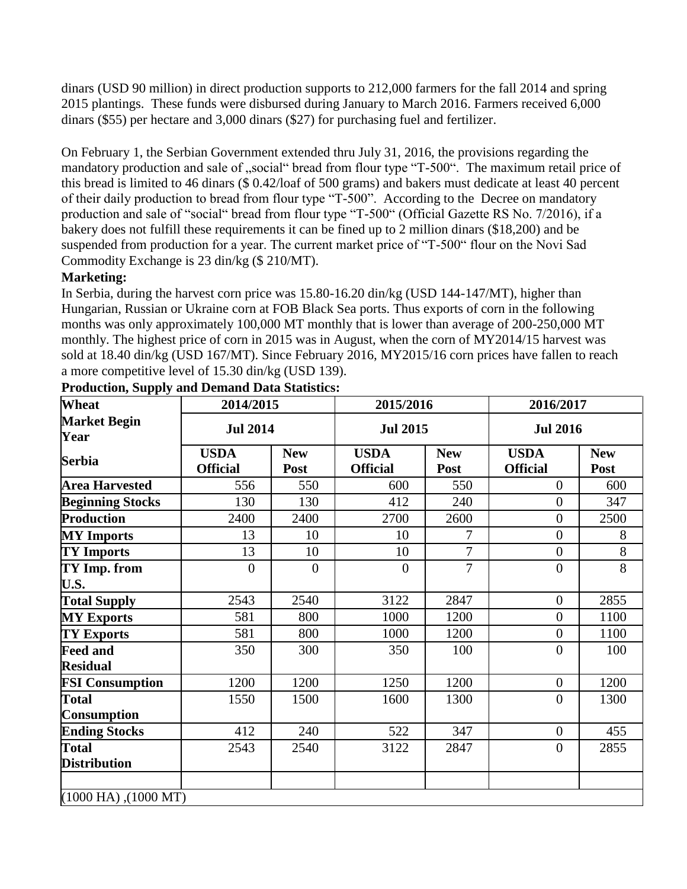dinars (USD 90 million) in direct production supports to 212,000 farmers for the fall 2014 and spring 2015 plantings. These funds were disbursed during January to March 2016. Farmers received 6,000 dinars ($55) per hectare and 3,000 dinars ($27) for purchasing fuel and fertilizer.

On February 1, the Serbian Government extended thru July 31, 2016, the provisions regarding the mandatory production and sale of „social“ bread from flour type “T-500“. The maximum retail price of this bread is limited to 46 dinars ($ 0.42/loaf of 500 grams) and bakers must dedicate at least 40 percent of their daily production to bread from flour type “T-500”. According to the Decree on mandatory production and sale of “social“ bread from flour type “T-500“ (Official Gazette RS No. 7/2016), if a bakery does not fulfill these requirements it can be fined up to 2 million dinars ($18,200) and be suspended from production for a year. The current market price of “T-500“ flour on the Novi Sad Commodity Exchange is 23 din/kg ($ 210/MT).

**Marketing:**

In Serbia, during the harvest corn price was 15.80-16.20 din/kg (USD 144-147/MT), higher than Hungarian, Russian or Ukraine corn at FOB Black Sea ports. Thus exports of corn in the following months was only approximately 100,000 MT monthly that is lower than average of 200-250,000 MT monthly. The highest price of corn in 2015 was in August, when the corn of MY2014/15 harvest was sold at 18.40 din/kg (USD 167/MT). Since February 2016, MY2015/16 corn prices have fallen to reach a more competitive level of 15.30 din/kg (USD 139).

**Production, Supply and Demand Data Statistics:**

| Wheat | 2014/2015 | | 2015/2016 | | 2016/2017 | |
|---|---|---|---|---|---|---|
| Market Begin Year | Jul 2014 | | Jul 2015 | | Jul 2016 | |
| Serbia | USDA Official | New Post | USDA Official | New Post | USDA Official | New Post |
| Area Harvested | 556 | 550 | 600 | 550 | 0 | 600 |
| Beginning Stocks | 130 | 130 | 412 | 240 | 0 | 347 |
| Production | 2400 | 2400 | 2700 | 2600 | 0 | 2500 |
| MY Imports | 13 | 10 | 10 | 7 | 0 | 8 |
| TY Imports | 13 | 10 | 10 | 7 | 0 | 8 |
| TY Imp. from U.S. | 0 | 0 | 0 | 7 | 0 | 8 |
| Total Supply | 2543 | 2540 | 3122 | 2847 | 0 | 2855 |
| MY Exports | 581 | 800 | 1000 | 1200 | 0 | 1100 |
| TY Exports | 581 | 800 | 1000 | 1200 | 0 | 1100 |
| Feed and Residual | 350 | 300 | 350 | 100 | 0 | 100 |
| FSI Consumption | 1200 | 1200 | 1250 | 1200 | 0 | 1200 |
| Total Consumption | 1550 | 1500 | 1600 | 1300 | 0 | 1300 |
| Ending Stocks | 412 | 240 | 522 | 347 | 0 | 455 |
| Total Distribution | 2543 | 2540 | 3122 | 2847 | 0 | 2855 |
| | | | | | | |
| (1000 HA) ,(1000 MT) | | | | | | |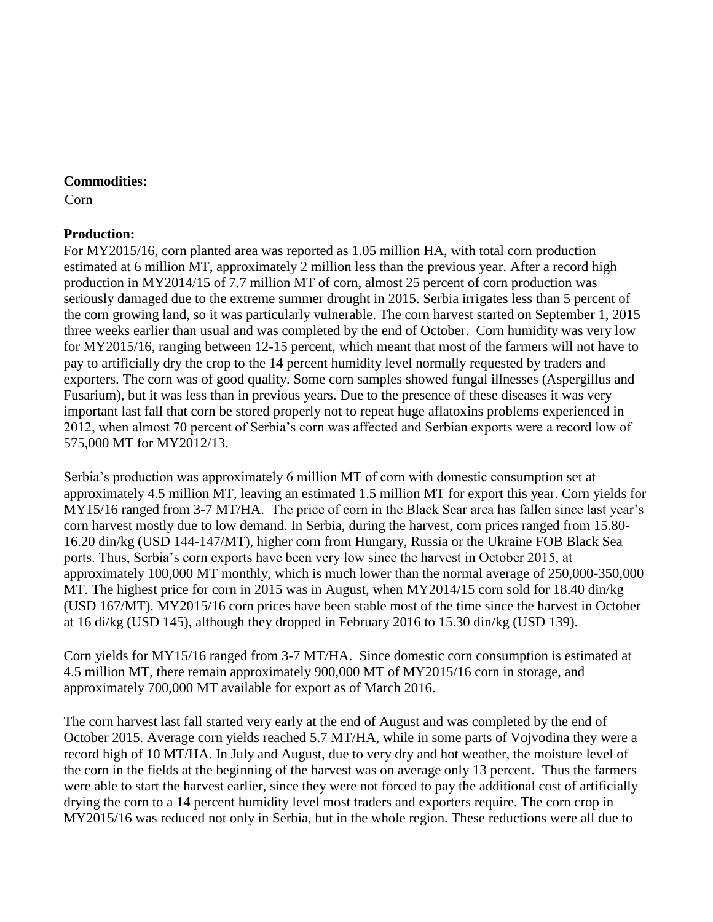**Commodities:**

Corn

**Production:**

For MY2015/16, corn planted area was reported as 1.05 million HA, with total corn production estimated at 6 million MT, approximately 2 million less than the previous year. After a record high production in MY2014/15 of 7.7 million MT of corn, almost 25 percent of corn production was seriously damaged due to the extreme summer drought in 2015. Serbia irrigates less than 5 percent of the corn growing land, so it was particularly vulnerable. The corn harvest started on September 1, 2015 three weeks earlier than usual and was completed by the end of October. Corn humidity was very low for MY2015/16, ranging between 12-15 percent, which meant that most of the farmers will not have to pay to artificially dry the crop to the 14 percent humidity level normally requested by traders and exporters. The corn was of good quality. Some corn samples showed fungal illnesses (Aspergillus and Fusarium), but it was less than in previous years. Due to the presence of these diseases it was very important last fall that corn be stored properly not to repeat huge aflatoxins problems experienced in 2012, when almost 70 percent of Serbia's corn was affected and Serbian exports were a record low of 575,000 MT for MY2012/13.

Serbia's production was approximately 6 million MT of corn with domestic consumption set at approximately 4.5 million MT, leaving an estimated 1.5 million MT for export this year. Corn yields for MY15/16 ranged from 3-7 MT/HA. The price of corn in the Black Sear area has fallen since last year's corn harvest mostly due to low demand. In Serbia, during the harvest, corn prices ranged from 15.80-16.20 din/kg (USD 144-147/MT), higher corn from Hungary, Russia or the Ukraine FOB Black Sea ports. Thus, Serbia's corn exports have been very low since the harvest in October 2015, at approximately 100,000 MT monthly, which is much lower than the normal average of 250,000-350,000 MT. The highest price for corn in 2015 was in August, when MY2014/15 corn sold for 18.40 din/kg (USD 167/MT). MY2015/16 corn prices have been stable most of the time since the harvest in October at 16 di/kg (USD 145), although they dropped in February 2016 to 15.30 din/kg (USD 139).

Corn yields for MY15/16 ranged from 3-7 MT/HA. Since domestic corn consumption is estimated at 4.5 million MT, there remain approximately 900,000 MT of MY2015/16 corn in storage, and approximately 700,000 MT available for export as of March 2016.

The corn harvest last fall started very early at the end of August and was completed by the end of October 2015. Average corn yields reached 5.7 MT/HA, while in some parts of Vojvodina they were a record high of 10 MT/HA. In July and August, due to very dry and hot weather, the moisture level of the corn in the fields at the beginning of the harvest was on average only 13 percent. Thus the farmers were able to start the harvest earlier, since they were not forced to pay the additional cost of artificially drying the corn to a 14 percent humidity level most traders and exporters require. The corn crop in MY2015/16 was reduced not only in Serbia, but in the whole region. These reductions were all due to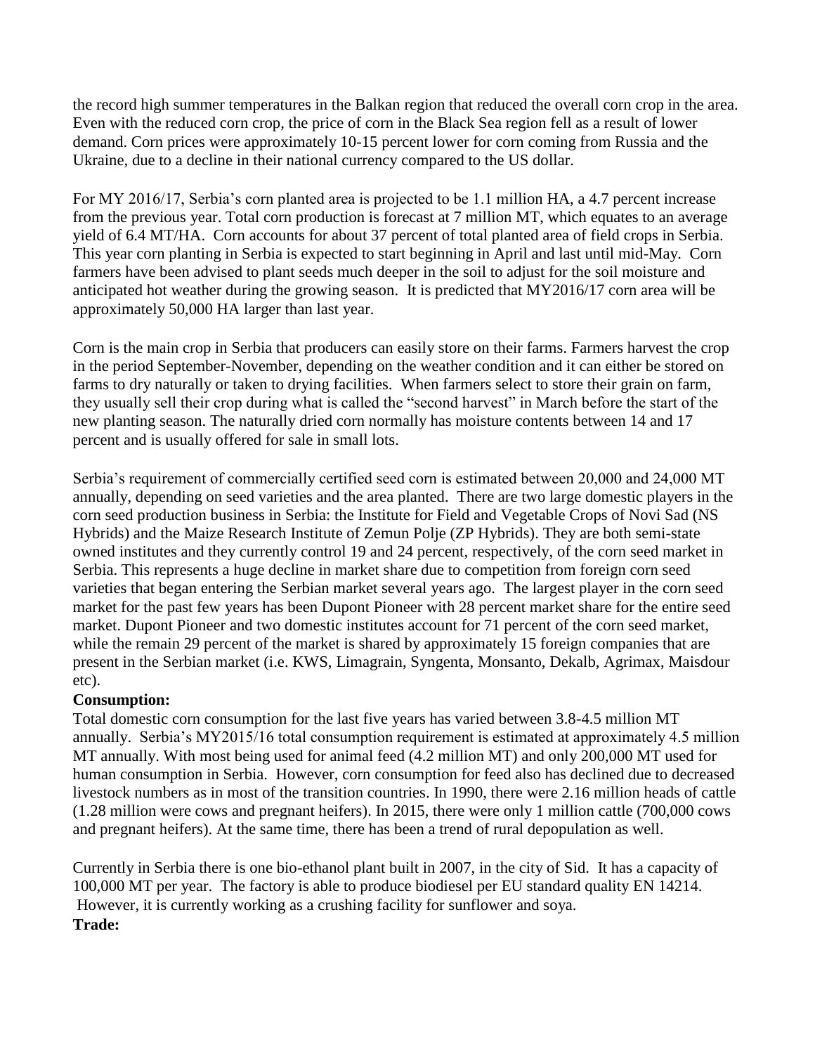the record high summer temperatures in the Balkan region that reduced the overall corn crop in the area. Even with the reduced corn crop, the price of corn in the Black Sea region fell as a result of lower demand. Corn prices were approximately 10-15 percent lower for corn coming from Russia and the Ukraine, due to a decline in their national currency compared to the US dollar.

For MY 2016/17, Serbia's corn planted area is projected to be 1.1 million HA, a 4.7 percent increase from the previous year. Total corn production is forecast at 7 million MT, which equates to an average yield of 6.4 MT/HA. Corn accounts for about 37 percent of total planted area of field crops in Serbia. This year corn planting in Serbia is expected to start beginning in April and last until mid-May. Corn farmers have been advised to plant seeds much deeper in the soil to adjust for the soil moisture and anticipated hot weather during the growing season. It is predicted that MY2016/17 corn area will be approximately 50,000 HA larger than last year.

Corn is the main crop in Serbia that producers can easily store on their farms. Farmers harvest the crop in the period September-November, depending on the weather condition and it can either be stored on farms to dry naturally or taken to drying facilities. When farmers select to store their grain on farm, they usually sell their crop during what is called the "second harvest" in March before the start of the new planting season. The naturally dried corn normally has moisture contents between 14 and 17 percent and is usually offered for sale in small lots.

Serbia's requirement of commercially certified seed corn is estimated between 20,000 and 24,000 MT annually, depending on seed varieties and the area planted. There are two large domestic players in the corn seed production business in Serbia: the Institute for Field and Vegetable Crops of Novi Sad (NS Hybrids) and the Maize Research Institute of Zemun Polje (ZP Hybrids). They are both semi-state owned institutes and they currently control 19 and 24 percent, respectively, of the corn seed market in Serbia. This represents a huge decline in market share due to competition from foreign corn seed varieties that began entering the Serbian market several years ago. The largest player in the corn seed market for the past few years has been Dupont Pioneer with 28 percent market share for the entire seed market. Dupont Pioneer and two domestic institutes account for 71 percent of the corn seed market, while the remain 29 percent of the market is shared by approximately 15 foreign companies that are present in the Serbian market (i.e. KWS, Limagrain, Syngenta, Monsanto, Dekalb, Agrimax, Maisdour etc).

**Consumption:**

Total domestic corn consumption for the last five years has varied between 3.8-4.5 million MT annually. Serbia's MY2015/16 total consumption requirement is estimated at approximately 4.5 million MT annually. With most being used for animal feed (4.2 million MT) and only 200,000 MT used for human consumption in Serbia. However, corn consumption for feed also has declined due to decreased livestock numbers as in most of the transition countries. In 1990, there were 2.16 million heads of cattle (1.28 million were cows and pregnant heifers). In 2015, there were only 1 million cattle (700,000 cows and pregnant heifers). At the same time, there has been a trend of rural depopulation as well.

Currently in Serbia there is one bio-ethanol plant built in 2007, in the city of Sid. It has a capacity of 100,000 MT per year. The factory is able to produce biodiesel per EU standard quality EN 14214. However, it is currently working as a crushing facility for sunflower and soya.

**Trade:**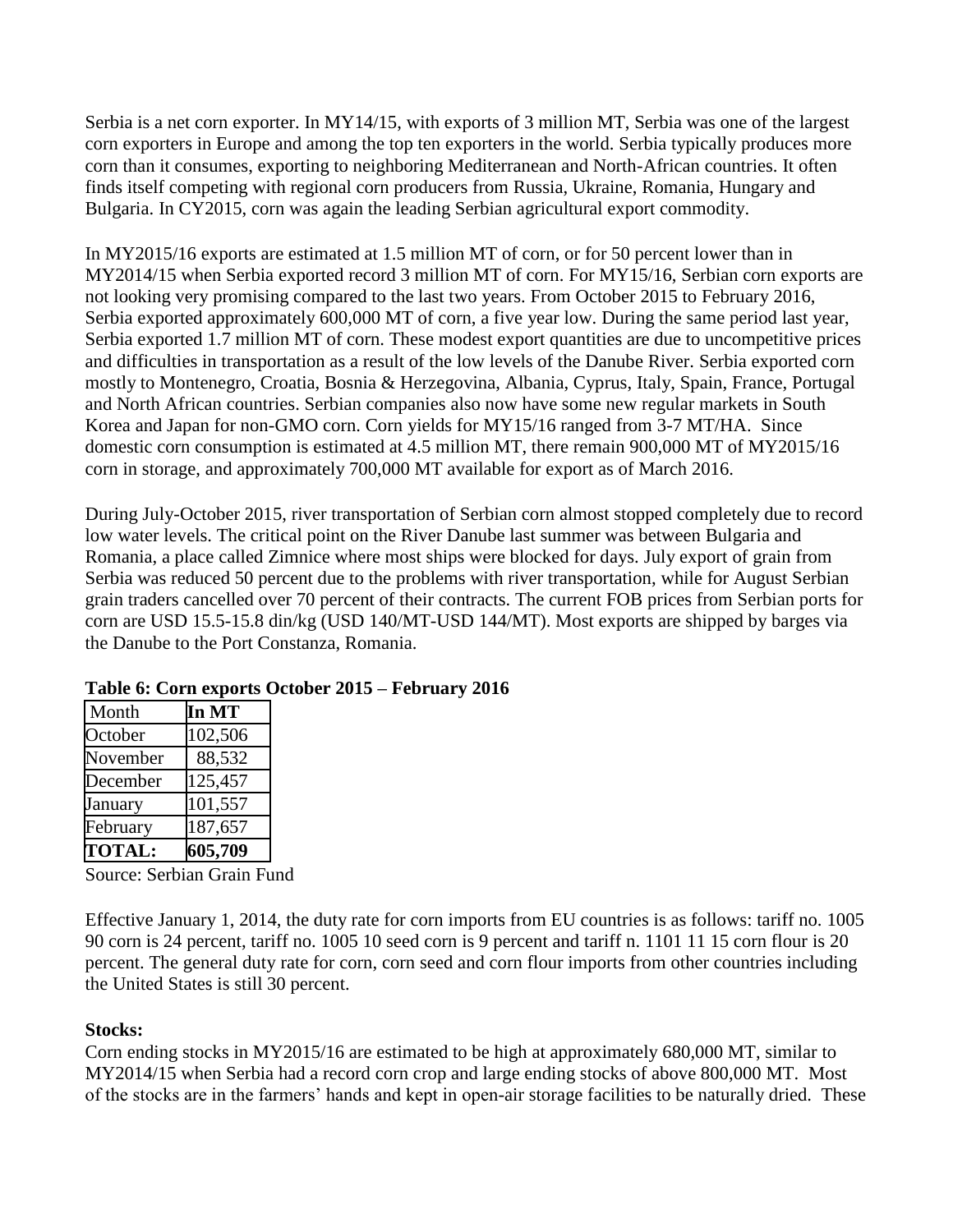Serbia is a net corn exporter. In MY14/15, with exports of 3 million MT, Serbia was one of the largest corn exporters in Europe and among the top ten exporters in the world. Serbia typically produces more corn than it consumes, exporting to neighboring Mediterranean and North-African countries. It often finds itself competing with regional corn producers from Russia, Ukraine, Romania, Hungary and Bulgaria. In CY2015, corn was again the leading Serbian agricultural export commodity.

In MY2015/16 exports are estimated at 1.5 million MT of corn, or for 50 percent lower than in MY2014/15 when Serbia exported record 3 million MT of corn. For MY15/16, Serbian corn exports are not looking very promising compared to the last two years. From October 2015 to February 2016, Serbia exported approximately 600,000 MT of corn, a five year low. During the same period last year, Serbia exported 1.7 million MT of corn. These modest export quantities are due to uncompetitive prices and difficulties in transportation as a result of the low levels of the Danube River. Serbia exported corn mostly to Montenegro, Croatia, Bosnia & Herzegovina, Albania, Cyprus, Italy, Spain, France, Portugal and North African countries. Serbian companies also now have some new regular markets in South Korea and Japan for non-GMO corn. Corn yields for MY15/16 ranged from 3-7 MT/HA. Since domestic corn consumption is estimated at 4.5 million MT, there remain 900,000 MT of MY2015/16 corn in storage, and approximately 700,000 MT available for export as of March 2016.

During July-October 2015, river transportation of Serbian corn almost stopped completely due to record low water levels. The critical point on the River Danube last summer was between Bulgaria and Romania, a place called Zimnice where most ships were blocked for days. July export of grain from Serbia was reduced 50 percent due to the problems with river transportation, while for August Serbian grain traders cancelled over 70 percent of their contracts. The current FOB prices from Serbian ports for corn are USD 15.5-15.8 din/kg (USD 140/MT-USD 144/MT). Most exports are shipped by barges via the Danube to the Port Constanza, Romania.

**Table 6: Corn exports October 2015 – February 2016**

| Month | **In MT** |
|---|---|
| October | 102,506 |
| November | 88,532 |
| December | 125,457 |
| January | 101,557 |
| February | 187,657 |
| **TOTAL:** | **605,709** |

Source: Serbian Grain Fund

Effective January 1, 2014, the duty rate for corn imports from EU countries is as follows: tariff no. 1005 90 corn is 24 percent, tariff no. 1005 10 seed corn is 9 percent and tariff n. 1101 11 15 corn flour is 20 percent. The general duty rate for corn, corn seed and corn flour imports from other countries including the United States is still 30 percent.

**Stocks:**

Corn ending stocks in MY2015/16 are estimated to be high at approximately 680,000 MT, similar to MY2014/15 when Serbia had a record corn crop and large ending stocks of above 800,000 MT. Most of the stocks are in the farmers' hands and kept in open-air storage facilities to be naturally dried. These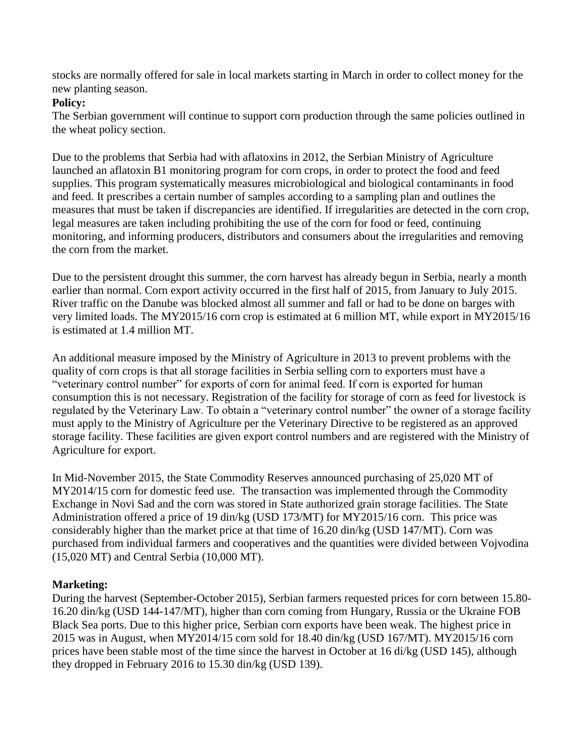stocks are normally offered for sale in local markets starting in March in order to collect money for the new planting season.

**Policy:**

The Serbian government will continue to support corn production through the same policies outlined in the wheat policy section.

Due to the problems that Serbia had with aflatoxins in 2012, the Serbian Ministry of Agriculture launched an aflatoxin B1 monitoring program for corn crops, in order to protect the food and feed supplies. This program systematically measures microbiological and biological contaminants in food and feed. It prescribes a certain number of samples according to a sampling plan and outlines the measures that must be taken if discrepancies are identified. If irregularities are detected in the corn crop, legal measures are taken including prohibiting the use of the corn for food or feed, continuing monitoring, and informing producers, distributors and consumers about the irregularities and removing the corn from the market.

Due to the persistent drought this summer, the corn harvest has already begun in Serbia, nearly a month earlier than normal. Corn export activity occurred in the first half of 2015, from January to July 2015. River traffic on the Danube was blocked almost all summer and fall or had to be done on barges with very limited loads. The MY2015/16 corn crop is estimated at 6 million MT, while export in MY2015/16 is estimated at 1.4 million MT.

An additional measure imposed by the Ministry of Agriculture in 2013 to prevent problems with the quality of corn crops is that all storage facilities in Serbia selling corn to exporters must have a "veterinary control number" for exports of corn for animal feed. If corn is exported for human consumption this is not necessary. Registration of the facility for storage of corn as feed for livestock is regulated by the Veterinary Law. To obtain a "veterinary control number" the owner of a storage facility must apply to the Ministry of Agriculture per the Veterinary Directive to be registered as an approved storage facility. These facilities are given export control numbers and are registered with the Ministry of Agriculture for export.

In Mid-November 2015, the State Commodity Reserves announced purchasing of 25,020 MT of MY2014/15 corn for domestic feed use. The transaction was implemented through the Commodity Exchange in Novi Sad and the corn was stored in State authorized grain storage facilities. The State Administration offered a price of 19 din/kg (USD 173/MT) for MY2015/16 corn. This price was considerably higher than the market price at that time of 16.20 din/kg (USD 147/MT). Corn was purchased from individual farmers and cooperatives and the quantities were divided between Vojvodina (15,020 MT) and Central Serbia (10,000 MT).

**Marketing:**

During the harvest (September-October 2015), Serbian farmers requested prices for corn between 15.80-16.20 din/kg (USD 144-147/MT), higher than corn coming from Hungary, Russia or the Ukraine FOB Black Sea ports. Due to this higher price, Serbian corn exports have been weak. The highest price in 2015 was in August, when MY2014/15 corn sold for 18.40 din/kg (USD 167/MT). MY2015/16 corn prices have been stable most of the time since the harvest in October at 16 di/kg (USD 145), although they dropped in February 2016 to 15.30 din/kg (USD 139).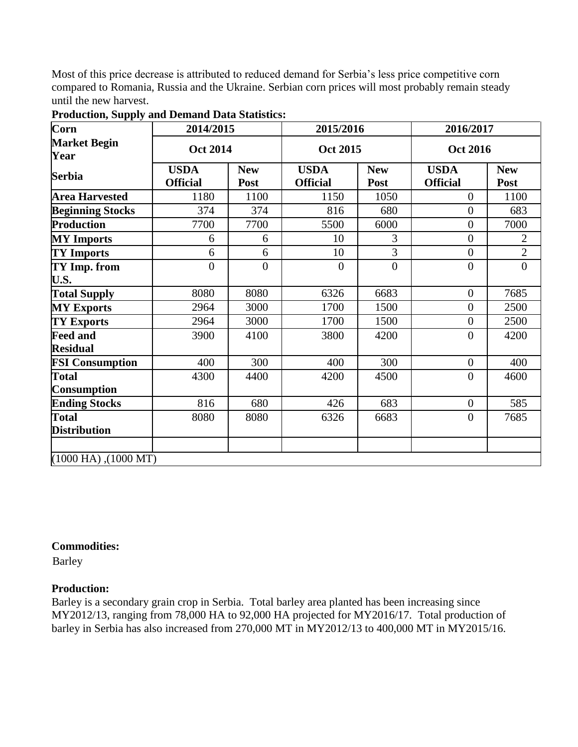Most of this price decrease is attributed to reduced demand for Serbia's less price competitive corn compared to Romania, Russia and the Ukraine. Serbian corn prices will most probably remain steady until the new harvest.

**Production, Supply and Demand Data Statistics:**

| Corn | 2014/2015 | | 2015/2016 | | 2016/2017 | |
|---|---|---|---|---|---|---|
| Market Begin Year | Oct 2014 | | Oct 2015 | | Oct 2016 | |
| Serbia | USDA Official | New Post | USDA Official | New Post | USDA Official | New Post |
| Area Harvested | 1180 | 1100 | 1150 | 1050 | 0 | 1100 |
| Beginning Stocks | 374 | 374 | 816 | 680 | 0 | 683 |
| Production | 7700 | 7700 | 5500 | 6000 | 0 | 7000 |
| MY Imports | 6 | 6 | 10 | 3 | 0 | 2 |
| TY Imports | 6 | 6 | 10 | 3 | 0 | 2 |
| TY Imp. from U.S. | 0 | 0 | 0 | 0 | 0 | 0 |
| Total Supply | 8080 | 8080 | 6326 | 6683 | 0 | 7685 |
| MY Exports | 2964 | 3000 | 1700 | 1500 | 0 | 2500 |
| TY Exports | 2964 | 3000 | 1700 | 1500 | 0 | 2500 |
| Feed and Residual | 3900 | 4100 | 3800 | 4200 | 0 | 4200 |
| FSI Consumption | 400 | 300 | 400 | 300 | 0 | 400 |
| Total Consumption | 4300 | 4400 | 4200 | 4500 | 0 | 4600 |
| Ending Stocks | 816 | 680 | 426 | 683 | 0 | 585 |
| Total Distribution | 8080 | 8080 | 6326 | 6683 | 0 | 7685 |
| | | | | | | |
| (1000 HA) ,(1000 MT) | | | | | | |

**Commodities:**

Barley

**Production:**

Barley is a secondary grain crop in Serbia. Total barley area planted has been increasing since MY2012/13, ranging from 78,000 HA to 92,000 HA projected for MY2016/17. Total production of barley in Serbia has also increased from 270,000 MT in MY2012/13 to 400,000 MT in MY2015/16.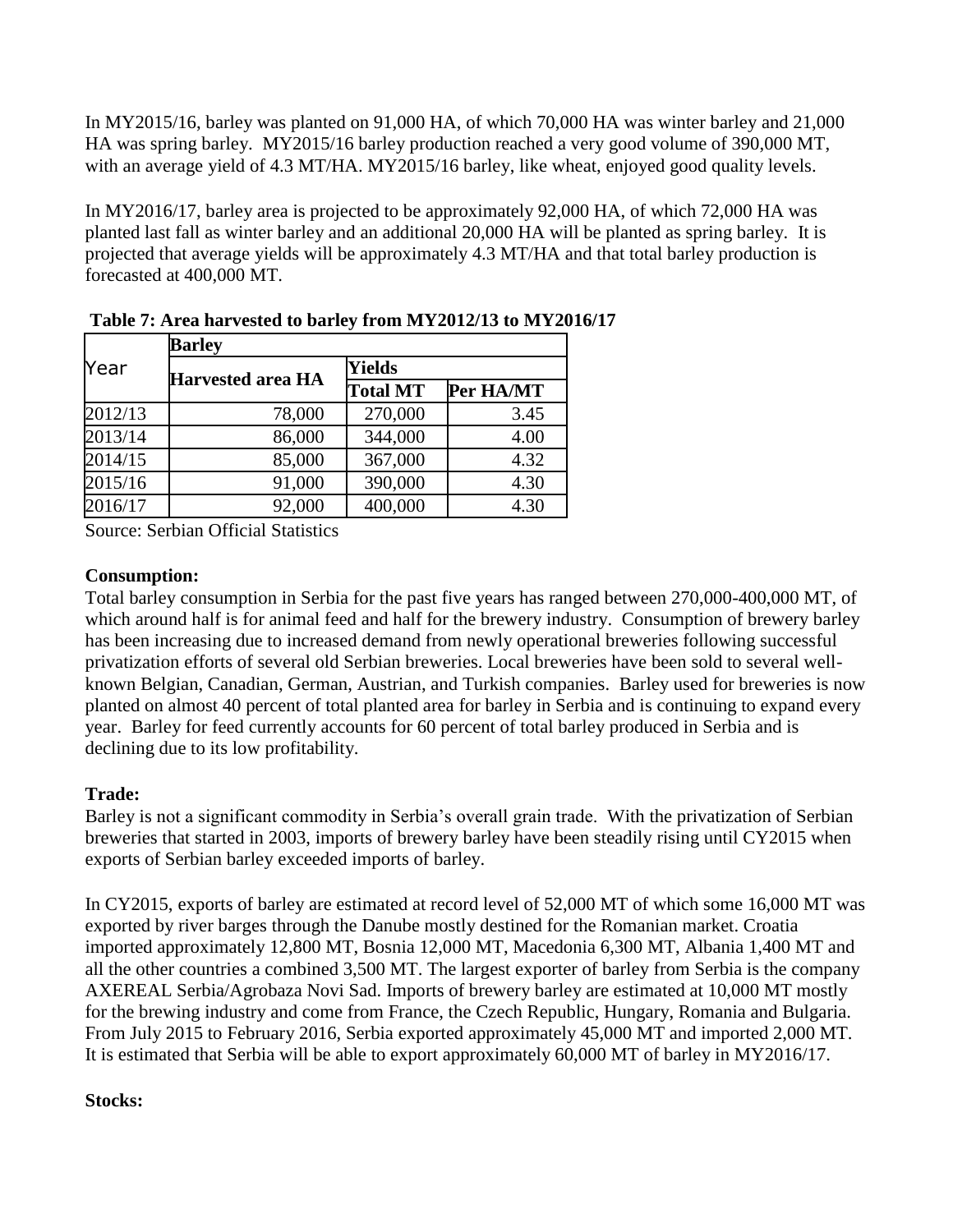In MY2015/16, barley was planted on 91,000 HA, of which 70,000 HA was winter barley and 21,000 HA was spring barley. MY2015/16 barley production reached a very good volume of 390,000 MT, with an average yield of 4.3 MT/HA. MY2015/16 barley, like wheat, enjoyed good quality levels.

In MY2016/17, barley area is projected to be approximately 92,000 HA, of which 72,000 HA was planted last fall as winter barley and an additional 20,000 HA will be planted as spring barley. It is projected that average yields will be approximately 4.3 MT/HA and that total barley production is forecasted at 400,000 MT.

**Table 7: Area harvested to barley from MY2012/13 to MY2016/17**

| Year | Barley | | |
|---|---|---|---|
| | Harvested area HA | Yields | |
| | | Total MT | Per HA/MT |
| 2012/13 | 78,000 | 270,000 | 3.45 |
| 2013/14 | 86,000 | 344,000 | 4.00 |
| 2014/15 | 85,000 | 367,000 | 4.32 |
| 2015/16 | 91,000 | 390,000 | 4.30 |
| 2016/17 | 92,000 | 400,000 | 4.30 |

Source: Serbian Official Statistics

**Consumption:**

Total barley consumption in Serbia for the past five years has ranged between 270,000-400,000 MT, of which around half is for animal feed and half for the brewery industry. Consumption of brewery barley has been increasing due to increased demand from newly operational breweries following successful privatization efforts of several old Serbian breweries. Local breweries have been sold to several well-known Belgian, Canadian, German, Austrian, and Turkish companies. Barley used for breweries is now planted on almost 40 percent of total planted area for barley in Serbia and is continuing to expand every year. Barley for feed currently accounts for 60 percent of total barley produced in Serbia and is declining due to its low profitability.

**Trade:**

Barley is not a significant commodity in Serbia's overall grain trade. With the privatization of Serbian breweries that started in 2003, imports of brewery barley have been steadily rising until CY2015 when exports of Serbian barley exceeded imports of barley.

In CY2015, exports of barley are estimated at record level of 52,000 MT of which some 16,000 MT was exported by river barges through the Danube mostly destined for the Romanian market. Croatia imported approximately 12,800 MT, Bosnia 12,000 MT, Macedonia 6,300 MT, Albania 1,400 MT and all the other countries a combined 3,500 MT. The largest exporter of barley from Serbia is the company AXEREAL Serbia/Agrobaza Novi Sad. Imports of brewery barley are estimated at 10,000 MT mostly for the brewing industry and come from France, the Czech Republic, Hungary, Romania and Bulgaria. From July 2015 to February 2016, Serbia exported approximately 45,000 MT and imported 2,000 MT. It is estimated that Serbia will be able to export approximately 60,000 MT of barley in MY2016/17.

**Stocks:**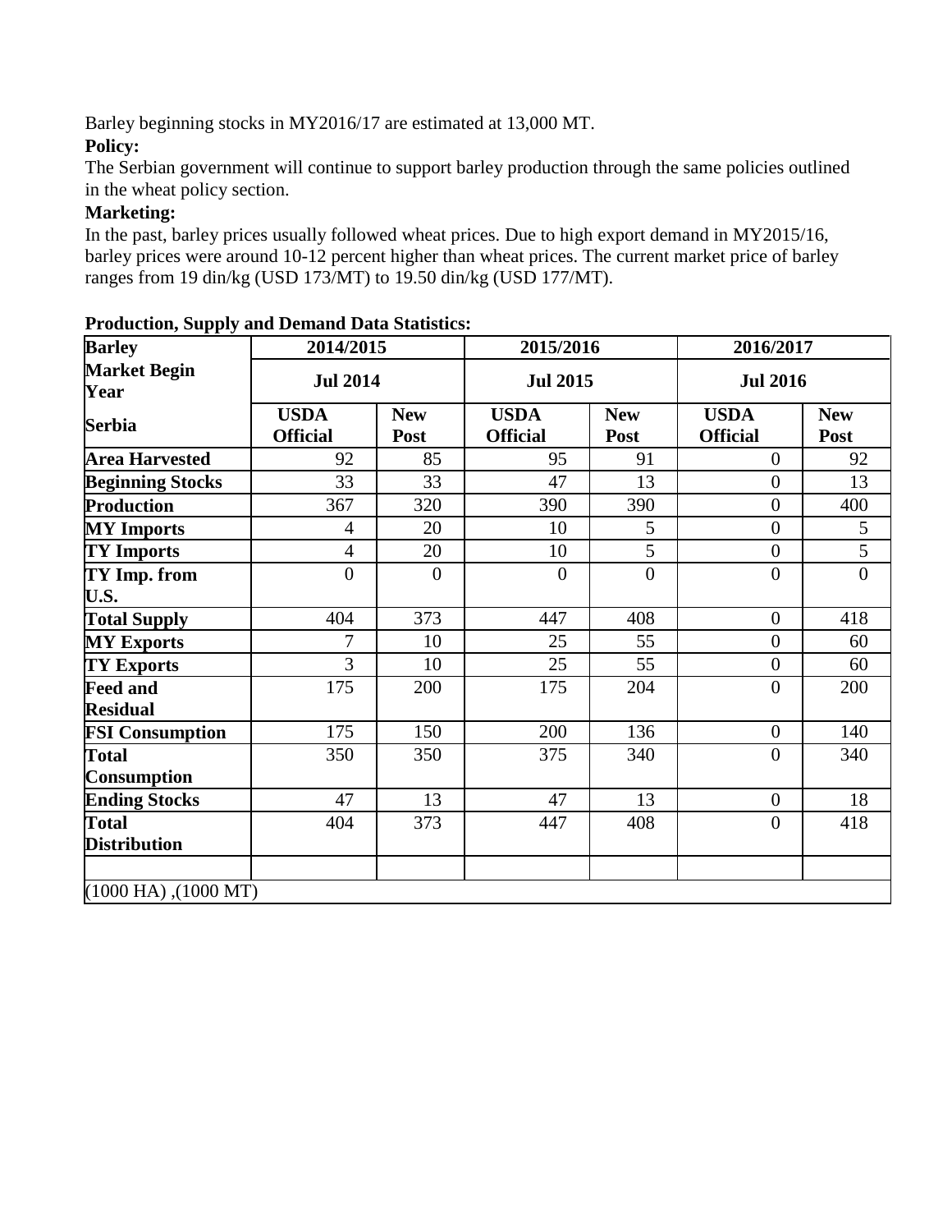Barley beginning stocks in MY2016/17 are estimated at 13,000 MT.

**Policy:**

The Serbian government will continue to support barley production through the same policies outlined in the wheat policy section.

**Marketing:**

In the past, barley prices usually followed wheat prices. Due to high export demand in MY2015/16, barley prices were around 10-12 percent higher than wheat prices. The current market price of barley ranges from 19 din/kg (USD 173/MT) to 19.50 din/kg (USD 177/MT).

**Production, Supply and Demand Data Statistics:**

| **Barley** | **2014/2015** | | **2015/2016** | | **2016/2017** | |
|---|---|---|---|---|---|---|
| **Market Begin Year** | **Jul 2014** | | **Jul 2015** | | **Jul 2016** | |
| **Serbia** | **USDA Official** | **New Post** | **USDA Official** | **New Post** | **USDA Official** | **New Post** |
| **Area Harvested** | 92 | 85 | 95 | 91 | 0 | 92 |
| **Beginning Stocks** | 33 | 33 | 47 | 13 | 0 | 13 |
| **Production** | 367 | 320 | 390 | 390 | 0 | 400 |
| **MY Imports** | 4 | 20 | 10 | 5 | 0 | 5 |
| **TY Imports** | 4 | 20 | 10 | 5 | 0 | 5 |
| **TY Imp. from U.S.** | 0 | 0 | 0 | 0 | 0 | 0 |
| **Total Supply** | 404 | 373 | 447 | 408 | 0 | 418 |
| **MY Exports** | 7 | 10 | 25 | 55 | 0 | 60 |
| **TY Exports** | 3 | 10 | 25 | 55 | 0 | 60 |
| **Feed and Residual** | 175 | 200 | 175 | 204 | 0 | 200 |
| **FSI Consumption** | 175 | 150 | 200 | 136 | 0 | 140 |
| **Total Consumption** | 350 | 350 | 375 | 340 | 0 | 340 |
| **Ending Stocks** | 47 | 13 | 47 | 13 | 0 | 18 |
| **Total Distribution** | 404 | 373 | 447 | 408 | 0 | 418 |
| | | | | | | |
| (1000 HA) ,(1000 MT) | | | | | | |